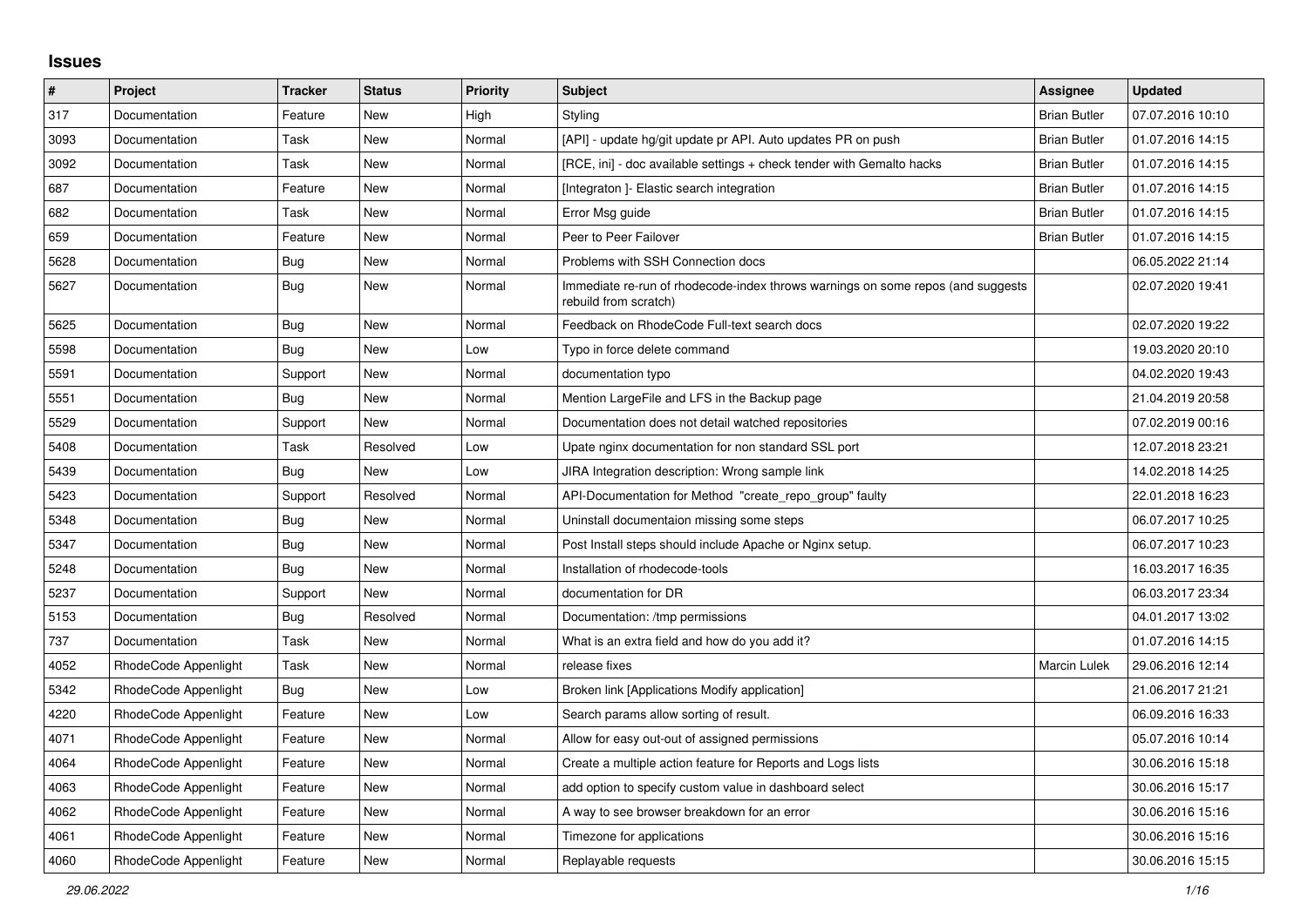## Issues

| # | Project | Tracker | Status | Priority | Subject | Assignee | Updated |
|---|---|---|---|---|---|---|---|
| 317 | Documentation | Feature | New | High | Styling | Brian Butler | 07.07.2016 10:10 |
| 3093 | Documentation | Task | New | Normal | [API] - update hg/git update pr API. Auto updates PR on push | Brian Butler | 01.07.2016 14:15 |
| 3092 | Documentation | Task | New | Normal | [RCE, ini] - doc available settings + check tender with Gemalto hacks | Brian Butler | 01.07.2016 14:15 |
| 687 | Documentation | Feature | New | Normal | [Integraton ]- Elastic search integration | Brian Butler | 01.07.2016 14:15 |
| 682 | Documentation | Task | New | Normal | Error Msg guide | Brian Butler | 01.07.2016 14:15 |
| 659 | Documentation | Feature | New | Normal | Peer to Peer Failover | Brian Butler | 01.07.2016 14:15 |
| 5628 | Documentation | Bug | New | Normal | Problems with SSH Connection docs | | 06.05.2022 21:14 |
| 5627 | Documentation | Bug | New | Normal | Immediate re-run of rhodecode-index throws warnings on some repos (and suggests rebuild from scratch) | | 02.07.2020 19:41 |
| 5625 | Documentation | Bug | New | Normal | Feedback on RhodeCode Full-text search docs | | 02.07.2020 19:22 |
| 5598 | Documentation | Bug | New | Low | Typo in force delete command | | 19.03.2020 20:10 |
| 5591 | Documentation | Support | New | Normal | documentation typo | | 04.02.2020 19:43 |
| 5551 | Documentation | Bug | New | Normal | Mention LargeFile and LFS in the Backup page | | 21.04.2019 20:58 |
| 5529 | Documentation | Support | New | Normal | Documentation does not detail watched repositories | | 07.02.2019 00:16 |
| 5408 | Documentation | Task | Resolved | Low | Upate nginx documentation for non standard SSL port | | 12.07.2018 23:21 |
| 5439 | Documentation | Bug | New | Low | JIRA Integration description: Wrong sample link | | 14.02.2018 14:25 |
| 5423 | Documentation | Support | Resolved | Normal | API-Documentation for Method "create_repo_group" faulty | | 22.01.2018 16:23 |
| 5348 | Documentation | Bug | New | Normal | Uninstall documentaion missing some steps | | 06.07.2017 10:25 |
| 5347 | Documentation | Bug | New | Normal | Post Install steps should include Apache or Nginx setup. | | 06.07.2017 10:23 |
| 5248 | Documentation | Bug | New | Normal | Installation of rhodecode-tools | | 16.03.2017 16:35 |
| 5237 | Documentation | Support | New | Normal | documentation for DR | | 06.03.2017 23:34 |
| 5153 | Documentation | Bug | Resolved | Normal | Documentation: /tmp permissions | | 04.01.2017 13:02 |
| 737 | Documentation | Task | New | Normal | What is an extra field and how do you add it? | | 01.07.2016 14:15 |
| 4052 | RhodeCode Appenlight | Task | New | Normal | release fixes | Marcin Lulek | 29.06.2016 12:14 |
| 5342 | RhodeCode Appenlight | Bug | New | Low | Broken link [Applications Modify application] | | 21.06.2017 21:21 |
| 4220 | RhodeCode Appenlight | Feature | New | Low | Search params allow sorting of result. | | 06.09.2016 16:33 |
| 4071 | RhodeCode Appenlight | Feature | New | Normal | Allow for easy out-out of assigned permissions | | 05.07.2016 10:14 |
| 4064 | RhodeCode Appenlight | Feature | New | Normal | Create a multiple action feature for Reports and Logs lists | | 30.06.2016 15:18 |
| 4063 | RhodeCode Appenlight | Feature | New | Normal | add option to specify custom value in dashboard select | | 30.06.2016 15:17 |
| 4062 | RhodeCode Appenlight | Feature | New | Normal | A way to see browser breakdown for an error | | 30.06.2016 15:16 |
| 4061 | RhodeCode Appenlight | Feature | New | Normal | Timezone for applications | | 30.06.2016 15:16 |
| 4060 | RhodeCode Appenlight | Feature | New | Normal | Replayable requests | | 30.06.2016 15:15 |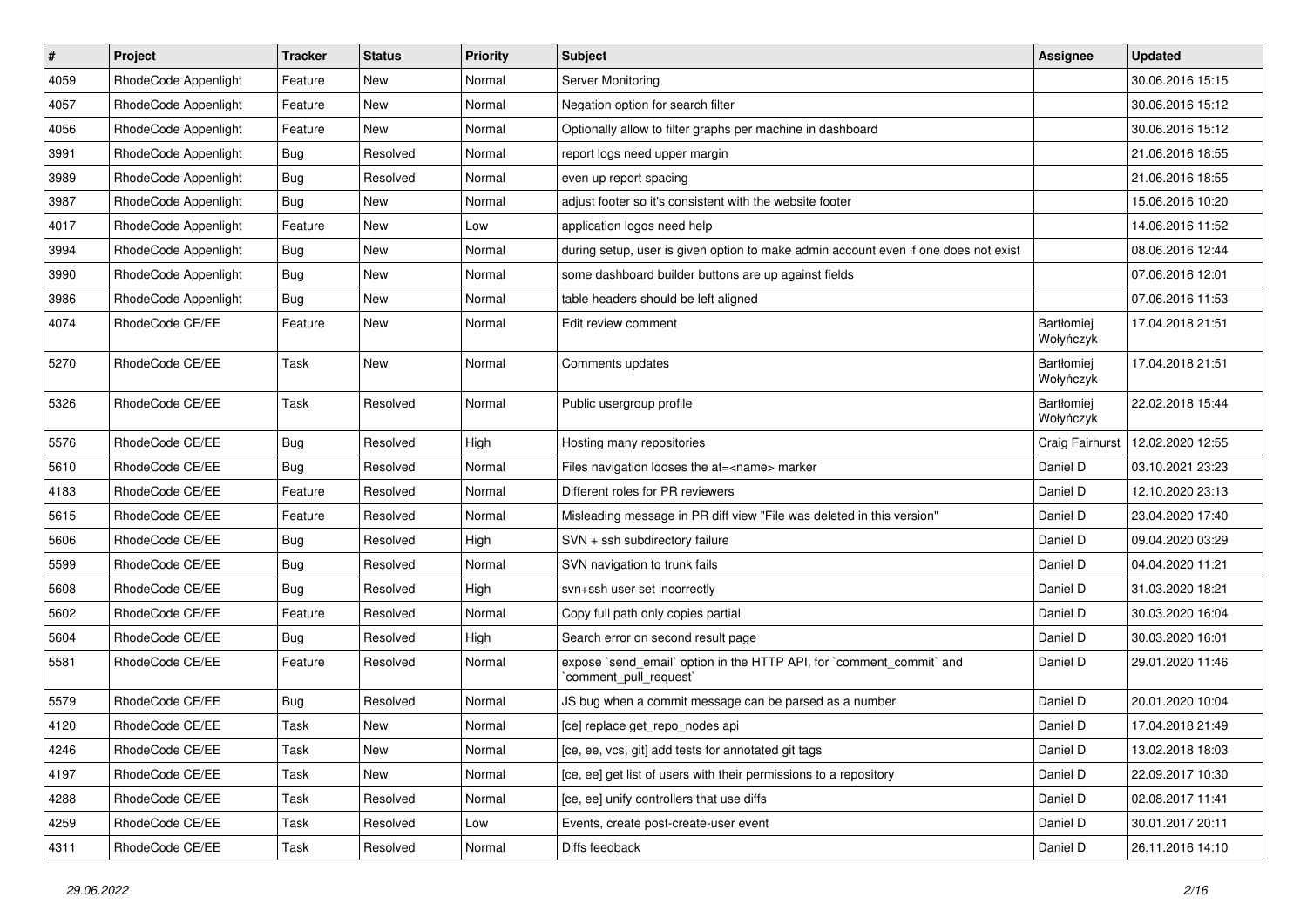| # | Project | Tracker | Status | Priority | Subject | Assignee | Updated |
| --- | --- | --- | --- | --- | --- | --- | --- |
| 4059 | RhodeCode Appenlight | Feature | New | Normal | Server Monitoring | | 30.06.2016 15:15 |
| 4057 | RhodeCode Appenlight | Feature | New | Normal | Negation option for search filter | | 30.06.2016 15:12 |
| 4056 | RhodeCode Appenlight | Feature | New | Normal | Optionally allow to filter graphs per machine in dashboard | | 30.06.2016 15:12 |
| 3991 | RhodeCode Appenlight | Bug | Resolved | Normal | report logs need upper margin | | 21.06.2016 18:55 |
| 3989 | RhodeCode Appenlight | Bug | Resolved | Normal | even up report spacing | | 21.06.2016 18:55 |
| 3987 | RhodeCode Appenlight | Bug | New | Normal | adjust footer so it's consistent with the website footer | | 15.06.2016 10:20 |
| 4017 | RhodeCode Appenlight | Feature | New | Low | application logos need help | | 14.06.2016 11:52 |
| 3994 | RhodeCode Appenlight | Bug | New | Normal | during setup, user is given option to make admin account even if one does not exist | | 08.06.2016 12:44 |
| 3990 | RhodeCode Appenlight | Bug | New | Normal | some dashboard builder buttons are up against fields | | 07.06.2016 12:01 |
| 3986 | RhodeCode Appenlight | Bug | New | Normal | table headers should be left aligned | | 07.06.2016 11:53 |
| 4074 | RhodeCode CE/EE | Feature | New | Normal | Edit review comment | Bartłomiej Wołyńczyk | 17.04.2018 21:51 |
| 5270 | RhodeCode CE/EE | Task | New | Normal | Comments updates | Bartłomiej Wołyńczyk | 17.04.2018 21:51 |
| 5326 | RhodeCode CE/EE | Task | Resolved | Normal | Public usergroup profile | Bartłomiej Wołyńczyk | 22.02.2018 15:44 |
| 5576 | RhodeCode CE/EE | Bug | Resolved | High | Hosting many repositories | Craig Fairhurst | 12.02.2020 12:55 |
| 5610 | RhodeCode CE/EE | Bug | Resolved | Normal | Files navigation looses the at=<name> marker | Daniel D | 03.10.2021 23:23 |
| 4183 | RhodeCode CE/EE | Feature | Resolved | Normal | Different roles for PR reviewers | Daniel D | 12.10.2020 23:13 |
| 5615 | RhodeCode CE/EE | Feature | Resolved | Normal | Misleading message in PR diff view "File was deleted in this version" | Daniel D | 23.04.2020 17:40 |
| 5606 | RhodeCode CE/EE | Bug | Resolved | High | SVN + ssh subdirectory failure | Daniel D | 09.04.2020 03:29 |
| 5599 | RhodeCode CE/EE | Bug | Resolved | Normal | SVN navigation to trunk fails | Daniel D | 04.04.2020 11:21 |
| 5608 | RhodeCode CE/EE | Bug | Resolved | High | svn+ssh user set incorrectly | Daniel D | 31.03.2020 18:21 |
| 5602 | RhodeCode CE/EE | Feature | Resolved | Normal | Copy full path only copies partial | Daniel D | 30.03.2020 16:04 |
| 5604 | RhodeCode CE/EE | Bug | Resolved | High | Search error on second result page | Daniel D | 30.03.2020 16:01 |
| 5581 | RhodeCode CE/EE | Feature | Resolved | Normal | expose `send_email` option in the HTTP API, for `comment_commit` and `comment_pull_request` | Daniel D | 29.01.2020 11:46 |
| 5579 | RhodeCode CE/EE | Bug | Resolved | Normal | JS bug when a commit message can be parsed as a number | Daniel D | 20.01.2020 10:04 |
| 4120 | RhodeCode CE/EE | Task | New | Normal | [ce] replace get_repo_nodes api | Daniel D | 17.04.2018 21:49 |
| 4246 | RhodeCode CE/EE | Task | New | Normal | [ce, ee, vcs, git] add tests for annotated git tags | Daniel D | 13.02.2018 18:03 |
| 4197 | RhodeCode CE/EE | Task | New | Normal | [ce, ee] get list of users with their permissions to a repository | Daniel D | 22.09.2017 10:30 |
| 4288 | RhodeCode CE/EE | Task | Resolved | Normal | [ce, ee] unify controllers that use diffs | Daniel D | 02.08.2017 11:41 |
| 4259 | RhodeCode CE/EE | Task | Resolved | Low | Events, create post-create-user event | Daniel D | 30.01.2017 20:11 |
| 4311 | RhodeCode CE/EE | Task | Resolved | Normal | Diffs feedback | Daniel D | 26.11.2016 14:10 |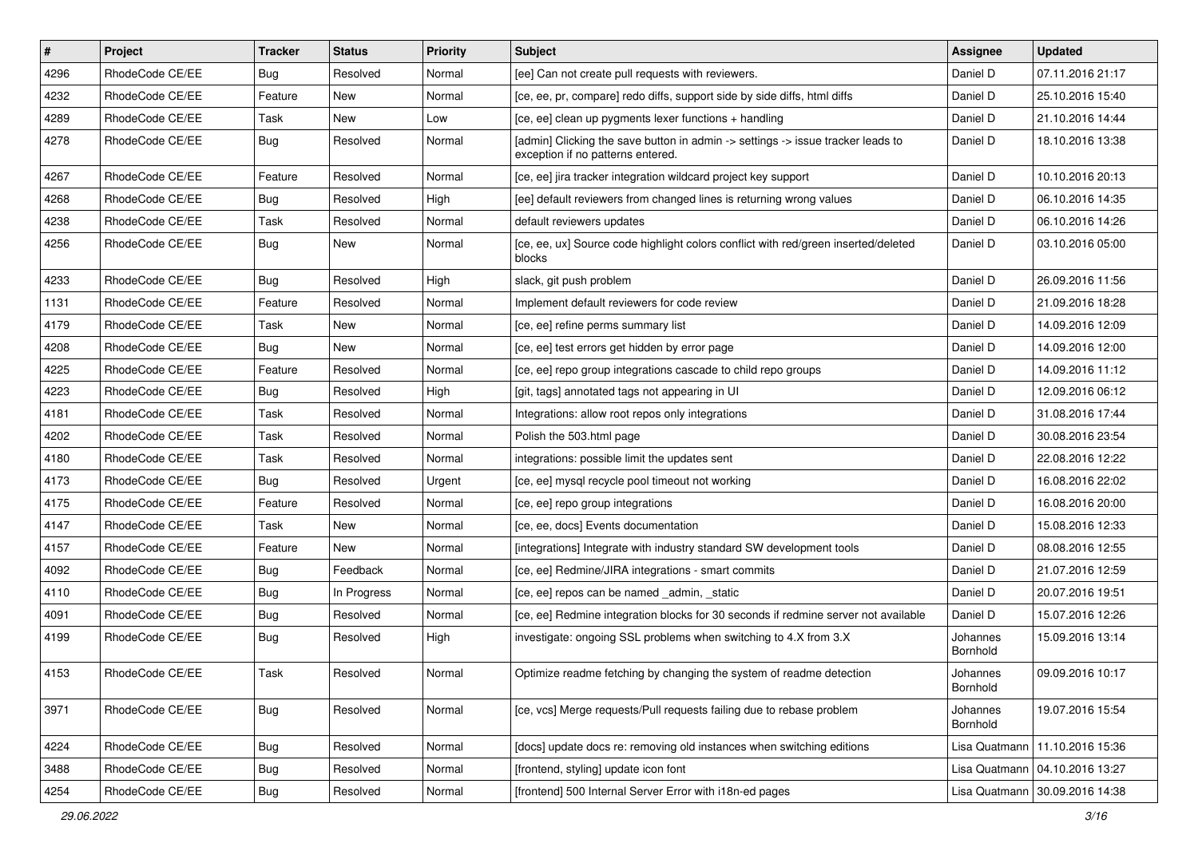| # | Project | Tracker | Status | Priority | Subject | Assignee | Updated |
|---|---|---|---|---|---|---|---|
| 4296 | RhodeCode CE/EE | Bug | Resolved | Normal | [ee] Can not create pull requests with reviewers. | Daniel D | 07.11.2016 21:17 |
| 4232 | RhodeCode CE/EE | Feature | New | Normal | [ce, ee, pr, compare] redo diffs, support side by side diffs, html diffs | Daniel D | 25.10.2016 15:40 |
| 4289 | RhodeCode CE/EE | Task | New | Low | [ce, ee] clean up pygments lexer functions + handling | Daniel D | 21.10.2016 14:44 |
| 4278 | RhodeCode CE/EE | Bug | Resolved | Normal | [admin] Clicking the save button in admin -> settings -> issue tracker leads to exception if no patterns entered. | Daniel D | 18.10.2016 13:38 |
| 4267 | RhodeCode CE/EE | Feature | Resolved | Normal | [ce, ee] jira tracker integration wildcard project key support | Daniel D | 10.10.2016 20:13 |
| 4268 | RhodeCode CE/EE | Bug | Resolved | High | [ee] default reviewers from changed lines is returning wrong values | Daniel D | 06.10.2016 14:35 |
| 4238 | RhodeCode CE/EE | Task | Resolved | Normal | default reviewers updates | Daniel D | 06.10.2016 14:26 |
| 4256 | RhodeCode CE/EE | Bug | New | Normal | [ce, ee, ux] Source code highlight colors conflict with red/green inserted/deleted blocks | Daniel D | 03.10.2016 05:00 |
| 4233 | RhodeCode CE/EE | Bug | Resolved | High | slack, git push problem | Daniel D | 26.09.2016 11:56 |
| 1131 | RhodeCode CE/EE | Feature | Resolved | Normal | Implement default reviewers for code review | Daniel D | 21.09.2016 18:28 |
| 4179 | RhodeCode CE/EE | Task | New | Normal | [ce, ee] refine perms summary list | Daniel D | 14.09.2016 12:09 |
| 4208 | RhodeCode CE/EE | Bug | New | Normal | [ce, ee] test errors get hidden by error page | Daniel D | 14.09.2016 12:00 |
| 4225 | RhodeCode CE/EE | Feature | Resolved | Normal | [ce, ee] repo group integrations cascade to child repo groups | Daniel D | 14.09.2016 11:12 |
| 4223 | RhodeCode CE/EE | Bug | Resolved | High | [git, tags] annotated tags not appearing in UI | Daniel D | 12.09.2016 06:12 |
| 4181 | RhodeCode CE/EE | Task | Resolved | Normal | Integrations: allow root repos only integrations | Daniel D | 31.08.2016 17:44 |
| 4202 | RhodeCode CE/EE | Task | Resolved | Normal | Polish the 503.html page | Daniel D | 30.08.2016 23:54 |
| 4180 | RhodeCode CE/EE | Task | Resolved | Normal | integrations: possible limit the updates sent | Daniel D | 22.08.2016 12:22 |
| 4173 | RhodeCode CE/EE | Bug | Resolved | Urgent | [ce, ee] mysql recycle pool timeout not working | Daniel D | 16.08.2016 22:02 |
| 4175 | RhodeCode CE/EE | Feature | Resolved | Normal | [ce, ee] repo group integrations | Daniel D | 16.08.2016 20:00 |
| 4147 | RhodeCode CE/EE | Task | New | Normal | [ce, ee, docs] Events documentation | Daniel D | 15.08.2016 12:33 |
| 4157 | RhodeCode CE/EE | Feature | New | Normal | [integrations] Integrate with industry standard SW development tools | Daniel D | 08.08.2016 12:55 |
| 4092 | RhodeCode CE/EE | Bug | Feedback | Normal | [ce, ee] Redmine/JIRA integrations - smart commits | Daniel D | 21.07.2016 12:59 |
| 4110 | RhodeCode CE/EE | Bug | In Progress | Normal | [ce, ee] repos can be named _admin, _static | Daniel D | 20.07.2016 19:51 |
| 4091 | RhodeCode CE/EE | Bug | Resolved | Normal | [ce, ee] Redmine integration blocks for 30 seconds if redmine server not available | Daniel D | 15.07.2016 12:26 |
| 4199 | RhodeCode CE/EE | Bug | Resolved | High | investigate: ongoing SSL problems when switching to 4.X from 3.X | Johannes Bornhold | 15.09.2016 13:14 |
| 4153 | RhodeCode CE/EE | Task | Resolved | Normal | Optimize readme fetching by changing the system of readme detection | Johannes Bornhold | 09.09.2016 10:17 |
| 3971 | RhodeCode CE/EE | Bug | Resolved | Normal | [ce, vcs] Merge requests/Pull requests failing due to rebase problem | Johannes Bornhold | 19.07.2016 15:54 |
| 4224 | RhodeCode CE/EE | Bug | Resolved | Normal | [docs] update docs re: removing old instances when switching editions | Lisa Quatmann | 11.10.2016 15:36 |
| 3488 | RhodeCode CE/EE | Bug | Resolved | Normal | [frontend, styling] update icon font | Lisa Quatmann | 04.10.2016 13:27 |
| 4254 | RhodeCode CE/EE | Bug | Resolved | Normal | [frontend] 500 Internal Server Error with i18n-ed pages | Lisa Quatmann | 30.09.2016 14:38 |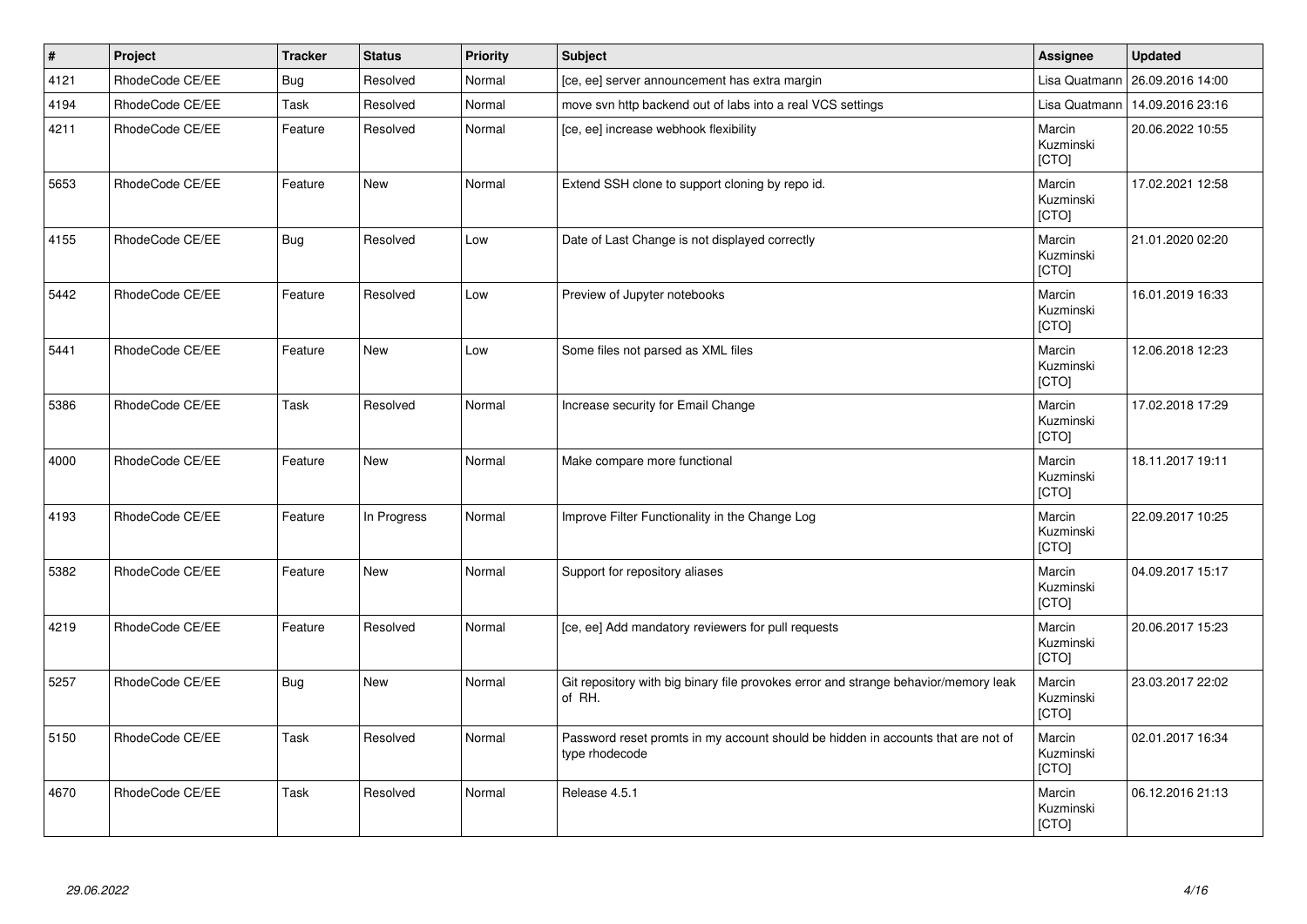| # | Project | Tracker | Status | Priority | Subject | Assignee | Updated |
|---|---|---|---|---|---|---|---|
| 4121 | RhodeCode CE/EE | Bug | Resolved | Normal | [ce, ee] server announcement has extra margin | Lisa Quatmann | 26.09.2016 14:00 |
| 4194 | RhodeCode CE/EE | Task | Resolved | Normal | move svn http backend out of labs into a real VCS settings | Lisa Quatmann | 14.09.2016 23:16 |
| 4211 | RhodeCode CE/EE | Feature | Resolved | Normal | [ce, ee] increase webhook flexibility | Marcin Kuzminski [CTO] | 20.06.2022 10:55 |
| 5653 | RhodeCode CE/EE | Feature | New | Normal | Extend SSH clone to support cloning by repo id. | Marcin Kuzminski [CTO] | 17.02.2021 12:58 |
| 4155 | RhodeCode CE/EE | Bug | Resolved | Low | Date of Last Change is not displayed correctly | Marcin Kuzminski [CTO] | 21.01.2020 02:20 |
| 5442 | RhodeCode CE/EE | Feature | Resolved | Low | Preview of Jupyter notebooks | Marcin Kuzminski [CTO] | 16.01.2019 16:33 |
| 5441 | RhodeCode CE/EE | Feature | New | Low | Some files not parsed as XML files | Marcin Kuzminski [CTO] | 12.06.2018 12:23 |
| 5386 | RhodeCode CE/EE | Task | Resolved | Normal | Increase security for Email Change | Marcin Kuzminski [CTO] | 17.02.2018 17:29 |
| 4000 | RhodeCode CE/EE | Feature | New | Normal | Make compare more functional | Marcin Kuzminski [CTO] | 18.11.2017 19:11 |
| 4193 | RhodeCode CE/EE | Feature | In Progress | Normal | Improve Filter Functionality in the Change Log | Marcin Kuzminski [CTO] | 22.09.2017 10:25 |
| 5382 | RhodeCode CE/EE | Feature | New | Normal | Support for repository aliases | Marcin Kuzminski [CTO] | 04.09.2017 15:17 |
| 4219 | RhodeCode CE/EE | Feature | Resolved | Normal | [ce, ee] Add mandatory reviewers for pull requests | Marcin Kuzminski [CTO] | 20.06.2017 15:23 |
| 5257 | RhodeCode CE/EE | Bug | New | Normal | Git repository with big binary file provokes error and strange behavior/memory leak of RH. | Marcin Kuzminski [CTO] | 23.03.2017 22:02 |
| 5150 | RhodeCode CE/EE | Task | Resolved | Normal | Password reset promts in my account should be hidden in accounts that are not of type rhodecode | Marcin Kuzminski [CTO] | 02.01.2017 16:34 |
| 4670 | RhodeCode CE/EE | Task | Resolved | Normal | Release 4.5.1 | Marcin Kuzminski [CTO] | 06.12.2016 21:13 |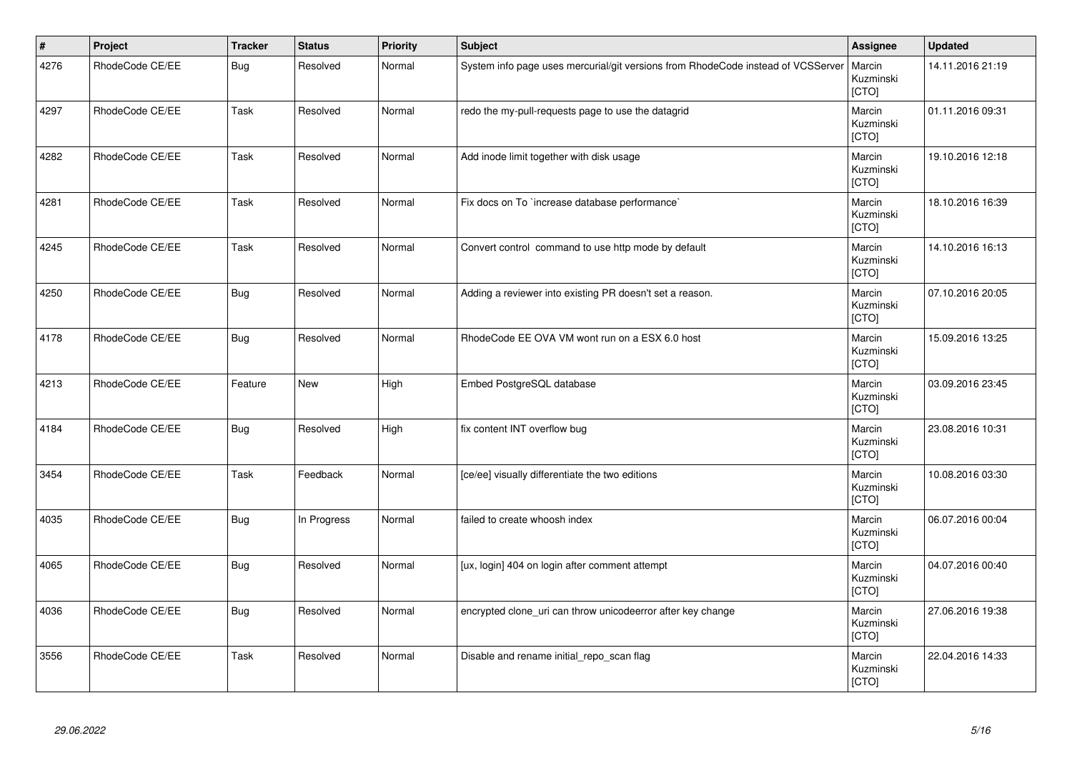| # | Project | Tracker | Status | Priority | Subject | Assignee | Updated |
|---|---|---|---|---|---|---|---|
| 4276 | RhodeCode CE/EE | Bug | Resolved | Normal | System info page uses mercurial/git versions from RhodeCode instead of VCSServer | Marcin Kuzminski [CTO] | 14.11.2016 21:19 |
| 4297 | RhodeCode CE/EE | Task | Resolved | Normal | redo the my-pull-requests page to use the datagrid | Marcin Kuzminski [CTO] | 01.11.2016 09:31 |
| 4282 | RhodeCode CE/EE | Task | Resolved | Normal | Add inode limit together with disk usage | Marcin Kuzminski [CTO] | 19.10.2016 12:18 |
| 4281 | RhodeCode CE/EE | Task | Resolved | Normal | Fix docs on To `increase database performance` | Marcin Kuzminski [CTO] | 18.10.2016 16:39 |
| 4245 | RhodeCode CE/EE | Task | Resolved | Normal | Convert control command to use http mode by default | Marcin Kuzminski [CTO] | 14.10.2016 16:13 |
| 4250 | RhodeCode CE/EE | Bug | Resolved | Normal | Adding a reviewer into existing PR doesn't set a reason. | Marcin Kuzminski [CTO] | 07.10.2016 20:05 |
| 4178 | RhodeCode CE/EE | Bug | Resolved | Normal | RhodeCode EE OVA VM wont run on a ESX 6.0 host | Marcin Kuzminski [CTO] | 15.09.2016 13:25 |
| 4213 | RhodeCode CE/EE | Feature | New | High | Embed PostgreSQL database | Marcin Kuzminski [CTO] | 03.09.2016 23:45 |
| 4184 | RhodeCode CE/EE | Bug | Resolved | High | fix content INT overflow bug | Marcin Kuzminski [CTO] | 23.08.2016 10:31 |
| 3454 | RhodeCode CE/EE | Task | Feedback | Normal | [ce/ee] visually differentiate the two editions | Marcin Kuzminski [CTO] | 10.08.2016 03:30 |
| 4035 | RhodeCode CE/EE | Bug | In Progress | Normal | failed to create whoosh index | Marcin Kuzminski [CTO] | 06.07.2016 00:04 |
| 4065 | RhodeCode CE/EE | Bug | Resolved | Normal | [ux, login] 404 on login after comment attempt | Marcin Kuzminski [CTO] | 04.07.2016 00:40 |
| 4036 | RhodeCode CE/EE | Bug | Resolved | Normal | encrypted clone_uri can throw unicodeerror after key change | Marcin Kuzminski [CTO] | 27.06.2016 19:38 |
| 3556 | RhodeCode CE/EE | Task | Resolved | Normal | Disable and rename initial_repo_scan flag | Marcin Kuzminski [CTO] | 22.04.2016 14:33 |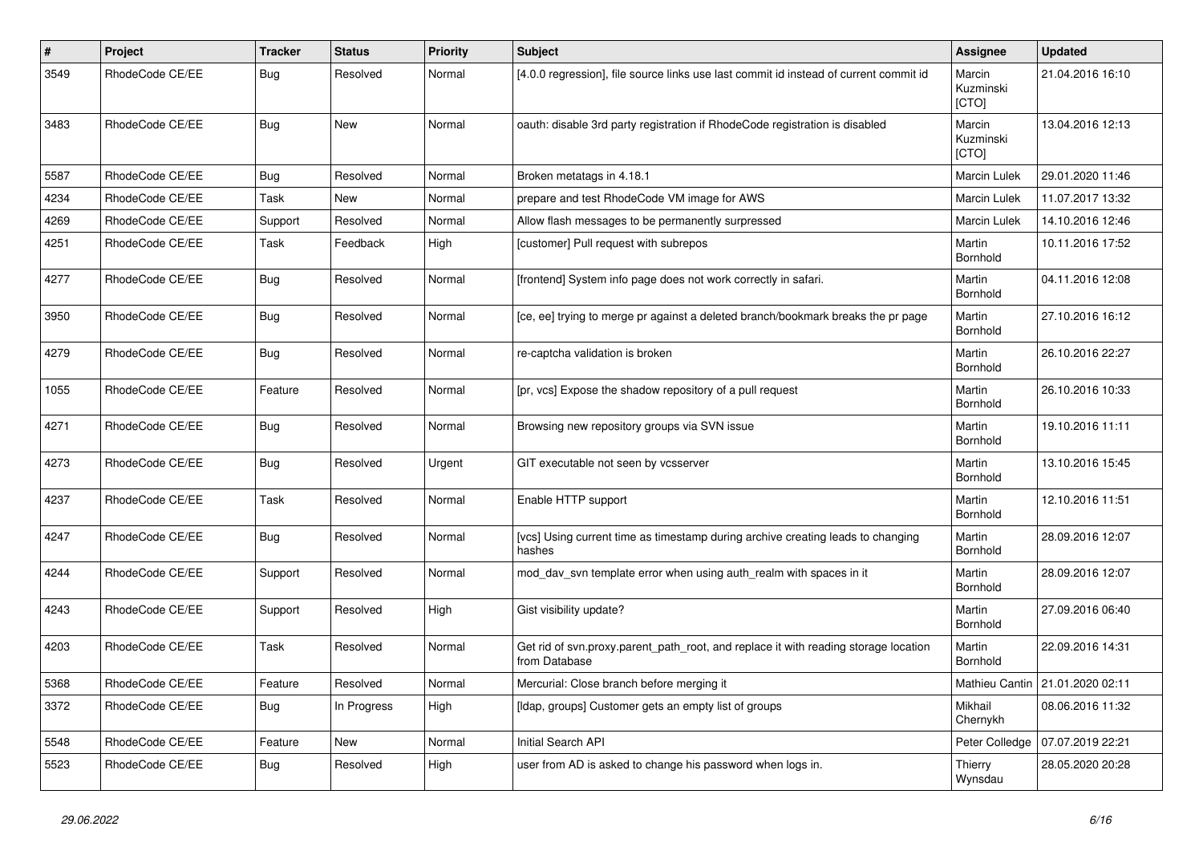| # | Project | Tracker | Status | Priority | Subject | Assignee | Updated |
|---|---|---|---|---|---|---|---|
| 3549 | RhodeCode CE/EE | Bug | Resolved | Normal | [4.0.0 regression], file source links use last commit id instead of current commit id | Marcin Kuzminski [CTO] | 21.04.2016 16:10 |
| 3483 | RhodeCode CE/EE | Bug | New | Normal | oauth: disable 3rd party registration if RhodeCode registration is disabled | Marcin Kuzminski [CTO] | 13.04.2016 12:13 |
| 5587 | RhodeCode CE/EE | Bug | Resolved | Normal | Broken metatags in 4.18.1 | Marcin Lulek | 29.01.2020 11:46 |
| 4234 | RhodeCode CE/EE | Task | New | Normal | prepare and test RhodeCode VM image for AWS | Marcin Lulek | 11.07.2017 13:32 |
| 4269 | RhodeCode CE/EE | Support | Resolved | Normal | Allow flash messages to be permanently surpressed | Marcin Lulek | 14.10.2016 12:46 |
| 4251 | RhodeCode CE/EE | Task | Feedback | High | [customer] Pull request with subrepos | Martin Bornhold | 10.11.2016 17:52 |
| 4277 | RhodeCode CE/EE | Bug | Resolved | Normal | [frontend] System info page does not work correctly in safari. | Martin Bornhold | 04.11.2016 12:08 |
| 3950 | RhodeCode CE/EE | Bug | Resolved | Normal | [ce, ee] trying to merge pr against a deleted branch/bookmark breaks the pr page | Martin Bornhold | 27.10.2016 16:12 |
| 4279 | RhodeCode CE/EE | Bug | Resolved | Normal | re-captcha validation is broken | Martin Bornhold | 26.10.2016 22:27 |
| 1055 | RhodeCode CE/EE | Feature | Resolved | Normal | [pr, vcs] Expose the shadow repository of a pull request | Martin Bornhold | 26.10.2016 10:33 |
| 4271 | RhodeCode CE/EE | Bug | Resolved | Normal | Browsing new repository groups via SVN issue | Martin Bornhold | 19.10.2016 11:11 |
| 4273 | RhodeCode CE/EE | Bug | Resolved | Urgent | GIT executable not seen by vcsserver | Martin Bornhold | 13.10.2016 15:45 |
| 4237 | RhodeCode CE/EE | Task | Resolved | Normal | Enable HTTP support | Martin Bornhold | 12.10.2016 11:51 |
| 4247 | RhodeCode CE/EE | Bug | Resolved | Normal | [vcs] Using current time as timestamp during archive creating leads to changing hashes | Martin Bornhold | 28.09.2016 12:07 |
| 4244 | RhodeCode CE/EE | Support | Resolved | Normal | mod_dav_svn template error when using auth_realm with spaces in it | Martin Bornhold | 28.09.2016 12:07 |
| 4243 | RhodeCode CE/EE | Support | Resolved | High | Gist visibility update? | Martin Bornhold | 27.09.2016 06:40 |
| 4203 | RhodeCode CE/EE | Task | Resolved | Normal | Get rid of svn.proxy.parent_path_root, and replace it with reading storage location from Database | Martin Bornhold | 22.09.2016 14:31 |
| 5368 | RhodeCode CE/EE | Feature | Resolved | Normal | Mercurial: Close branch before merging it | Mathieu Cantin | 21.01.2020 02:11 |
| 3372 | RhodeCode CE/EE | Bug | In Progress | High | [ldap, groups] Customer gets an empty list of groups | Mikhail Chernykh | 08.06.2016 11:32 |
| 5548 | RhodeCode CE/EE | Feature | New | Normal | Initial Search API | Peter Colledge | 07.07.2019 22:21 |
| 5523 | RhodeCode CE/EE | Bug | Resolved | High | user from AD is asked to change his password when logs in. | Thierry Wynsdau | 28.05.2020 20:28 |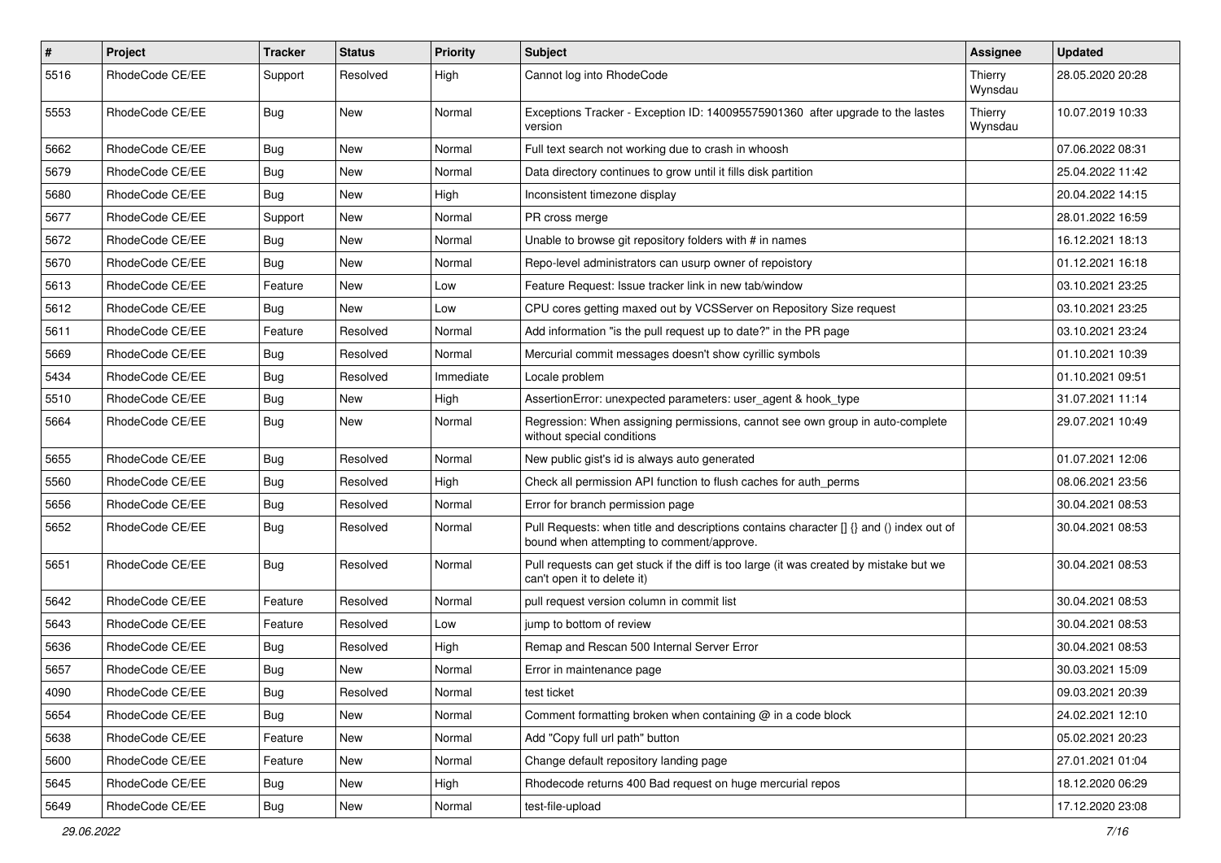| # | Project | Tracker | Status | Priority | Subject | Assignee | Updated |
|---|---|---|---|---|---|---|---|
| 5516 | RhodeCode CE/EE | Support | Resolved | High | Cannot log into RhodeCode | Thierry Wynsdau | 28.05.2020 20:28 |
| 5553 | RhodeCode CE/EE | Bug | New | Normal | Exceptions Tracker - Exception ID: 140095575901360 after upgrade to the lastes version | Thierry Wynsdau | 10.07.2019 10:33 |
| 5662 | RhodeCode CE/EE | Bug | New | Normal | Full text search not working due to crash in whoosh | | 07.06.2022 08:31 |
| 5679 | RhodeCode CE/EE | Bug | New | Normal | Data directory continues to grow until it fills disk partition | | 25.04.2022 11:42 |
| 5680 | RhodeCode CE/EE | Bug | New | High | Inconsistent timezone display | | 20.04.2022 14:15 |
| 5677 | RhodeCode CE/EE | Support | New | Normal | PR cross merge | | 28.01.2022 16:59 |
| 5672 | RhodeCode CE/EE | Bug | New | Normal | Unable to browse git repository folders with # in names | | 16.12.2021 18:13 |
| 5670 | RhodeCode CE/EE | Bug | New | Normal | Repo-level administrators can usurp owner of repoistory | | 01.12.2021 16:18 |
| 5613 | RhodeCode CE/EE | Feature | New | Low | Feature Request: Issue tracker link in new tab/window | | 03.10.2021 23:25 |
| 5612 | RhodeCode CE/EE | Bug | New | Low | CPU cores getting maxed out by VCSServer on Repository Size request | | 03.10.2021 23:25 |
| 5611 | RhodeCode CE/EE | Feature | Resolved | Normal | Add information "is the pull request up to date?" in the PR page | | 03.10.2021 23:24 |
| 5669 | RhodeCode CE/EE | Bug | Resolved | Normal | Mercurial commit messages doesn't show cyrillic symbols | | 01.10.2021 10:39 |
| 5434 | RhodeCode CE/EE | Bug | Resolved | Immediate | Locale problem | | 01.10.2021 09:51 |
| 5510 | RhodeCode CE/EE | Bug | New | High | AssertionError: unexpected parameters: user_agent & hook_type | | 31.07.2021 11:14 |
| 5664 | RhodeCode CE/EE | Bug | New | Normal | Regression: When assigning permissions, cannot see own group in auto-complete without special conditions | | 29.07.2021 10:49 |
| 5655 | RhodeCode CE/EE | Bug | Resolved | Normal | New public gist's id is always auto generated | | 01.07.2021 12:06 |
| 5560 | RhodeCode CE/EE | Bug | Resolved | High | Check all permission API function to flush caches for auth_perms | | 08.06.2021 23:56 |
| 5656 | RhodeCode CE/EE | Bug | Resolved | Normal | Error for branch permission page | | 30.04.2021 08:53 |
| 5652 | RhodeCode CE/EE | Bug | Resolved | Normal | Pull Requests: when title and descriptions contains character [] {} and () index out of bound when attempting to comment/approve. | | 30.04.2021 08:53 |
| 5651 | RhodeCode CE/EE | Bug | Resolved | Normal | Pull requests can get stuck if the diff is too large (it was created by mistake but we can't open it to delete it) | | 30.04.2021 08:53 |
| 5642 | RhodeCode CE/EE | Feature | Resolved | Normal | pull request version column in commit list | | 30.04.2021 08:53 |
| 5643 | RhodeCode CE/EE | Feature | Resolved | Low | jump to bottom of review | | 30.04.2021 08:53 |
| 5636 | RhodeCode CE/EE | Bug | Resolved | High | Remap and Rescan 500 Internal Server Error | | 30.04.2021 08:53 |
| 5657 | RhodeCode CE/EE | Bug | New | Normal | Error in maintenance page | | 30.03.2021 15:09 |
| 4090 | RhodeCode CE/EE | Bug | Resolved | Normal | test ticket | | 09.03.2021 20:39 |
| 5654 | RhodeCode CE/EE | Bug | New | Normal | Comment formatting broken when containing @ in a code block | | 24.02.2021 12:10 |
| 5638 | RhodeCode CE/EE | Feature | New | Normal | Add "Copy full url path" button | | 05.02.2021 20:23 |
| 5600 | RhodeCode CE/EE | Feature | New | Normal | Change default repository landing page | | 27.01.2021 01:04 |
| 5645 | RhodeCode CE/EE | Bug | New | High | Rhodecode returns 400 Bad request on huge mercurial repos | | 18.12.2020 06:29 |
| 5649 | RhodeCode CE/EE | Bug | New | Normal | test-file-upload | | 17.12.2020 23:08 |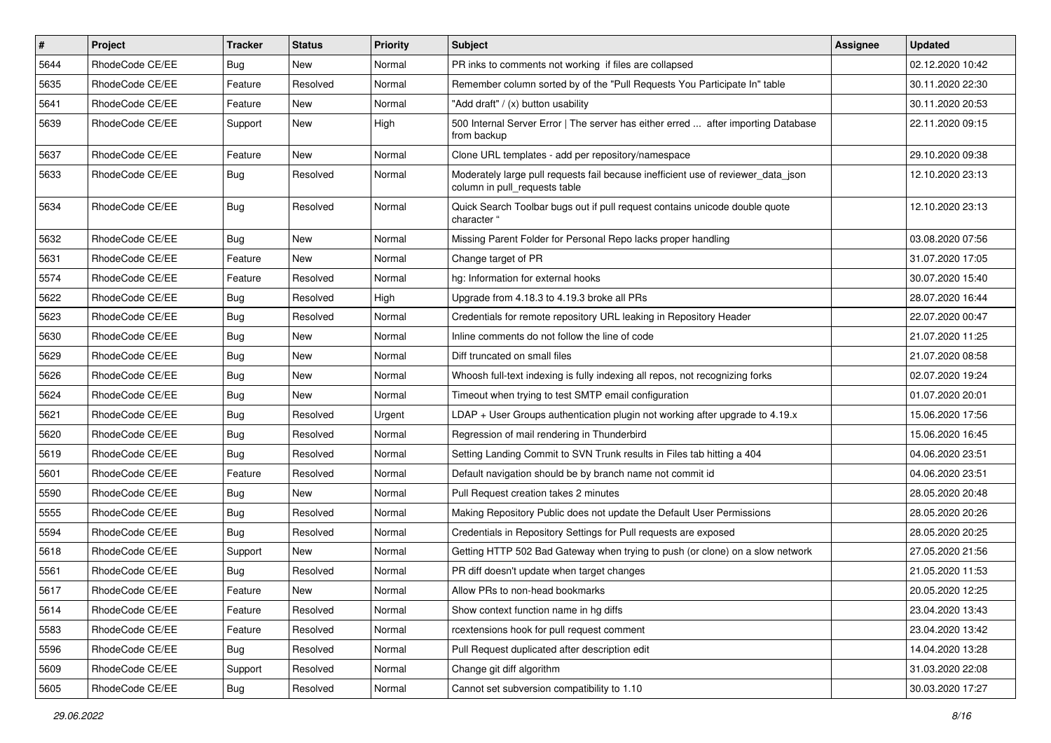| # | Project | Tracker | Status | Priority | Subject | Assignee | Updated |
|---|---|---|---|---|---|---|---|
| 5644 | RhodeCode CE/EE | Bug | New | Normal | PR inks to comments not working if files are collapsed | | 02.12.2020 10:42 |
| 5635 | RhodeCode CE/EE | Feature | Resolved | Normal | Remember column sorted by of the "Pull Requests You Participate In" table | | 30.11.2020 22:30 |
| 5641 | RhodeCode CE/EE | Feature | New | Normal | "Add draft" / (x) button usability | | 30.11.2020 20:53 |
| 5639 | RhodeCode CE/EE | Support | New | High | 500 Internal Server Error \| The server has either erred ... after importing Database from backup | | 22.11.2020 09:15 |
| 5637 | RhodeCode CE/EE | Feature | New | Normal | Clone URL templates - add per repository/namespace | | 29.10.2020 09:38 |
| 5633 | RhodeCode CE/EE | Bug | Resolved | Normal | Moderately large pull requests fail because inefficient use of reviewer_data_json column in pull_requests table | | 12.10.2020 23:13 |
| 5634 | RhodeCode CE/EE | Bug | Resolved | Normal | Quick Search Toolbar bugs out if pull request contains unicode double quote character " | | 12.10.2020 23:13 |
| 5632 | RhodeCode CE/EE | Bug | New | Normal | Missing Parent Folder for Personal Repo lacks proper handling | | 03.08.2020 07:56 |
| 5631 | RhodeCode CE/EE | Feature | New | Normal | Change target of PR | | 31.07.2020 17:05 |
| 5574 | RhodeCode CE/EE | Feature | Resolved | Normal | hg: Information for external hooks | | 30.07.2020 15:40 |
| 5622 | RhodeCode CE/EE | Bug | Resolved | High | Upgrade from 4.18.3 to 4.19.3 broke all PRs | | 28.07.2020 16:44 |
| 5623 | RhodeCode CE/EE | Bug | Resolved | Normal | Credentials for remote repository URL leaking in Repository Header | | 22.07.2020 00:47 |
| 5630 | RhodeCode CE/EE | Bug | New | Normal | Inline comments do not follow the line of code | | 21.07.2020 11:25 |
| 5629 | RhodeCode CE/EE | Bug | New | Normal | Diff truncated on small files | | 21.07.2020 08:58 |
| 5626 | RhodeCode CE/EE | Bug | New | Normal | Whoosh full-text indexing is fully indexing all repos, not recognizing forks | | 02.07.2020 19:24 |
| 5624 | RhodeCode CE/EE | Bug | New | Normal | Timeout when trying to test SMTP email configuration | | 01.07.2020 20:01 |
| 5621 | RhodeCode CE/EE | Bug | Resolved | Urgent | LDAP + User Groups authentication plugin not working after upgrade to 4.19.x | | 15.06.2020 17:56 |
| 5620 | RhodeCode CE/EE | Bug | Resolved | Normal | Regression of mail rendering in Thunderbird | | 15.06.2020 16:45 |
| 5619 | RhodeCode CE/EE | Bug | Resolved | Normal | Setting Landing Commit to SVN Trunk results in Files tab hitting a 404 | | 04.06.2020 23:51 |
| 5601 | RhodeCode CE/EE | Feature | Resolved | Normal | Default navigation should be by branch name not commit id | | 04.06.2020 23:51 |
| 5590 | RhodeCode CE/EE | Bug | New | Normal | Pull Request creation takes 2 minutes | | 28.05.2020 20:48 |
| 5555 | RhodeCode CE/EE | Bug | Resolved | Normal | Making Repository Public does not update the Default User Permissions | | 28.05.2020 20:26 |
| 5594 | RhodeCode CE/EE | Bug | Resolved | Normal | Credentials in Repository Settings for Pull requests are exposed | | 28.05.2020 20:25 |
| 5618 | RhodeCode CE/EE | Support | New | Normal | Getting HTTP 502 Bad Gateway when trying to push (or clone) on a slow network | | 27.05.2020 21:56 |
| 5561 | RhodeCode CE/EE | Bug | Resolved | Normal | PR diff doesn't update when target changes | | 21.05.2020 11:53 |
| 5617 | RhodeCode CE/EE | Feature | New | Normal | Allow PRs to non-head bookmarks | | 20.05.2020 12:25 |
| 5614 | RhodeCode CE/EE | Feature | Resolved | Normal | Show context function name in hg diffs | | 23.04.2020 13:43 |
| 5583 | RhodeCode CE/EE | Feature | Resolved | Normal | rcextensions hook for pull request comment | | 23.04.2020 13:42 |
| 5596 | RhodeCode CE/EE | Bug | Resolved | Normal | Pull Request duplicated after description edit | | 14.04.2020 13:28 |
| 5609 | RhodeCode CE/EE | Support | Resolved | Normal | Change git diff algorithm | | 31.03.2020 22:08 |
| 5605 | RhodeCode CE/EE | Bug | Resolved | Normal | Cannot set subversion compatibility to 1.10 | | 30.03.2020 17:27 |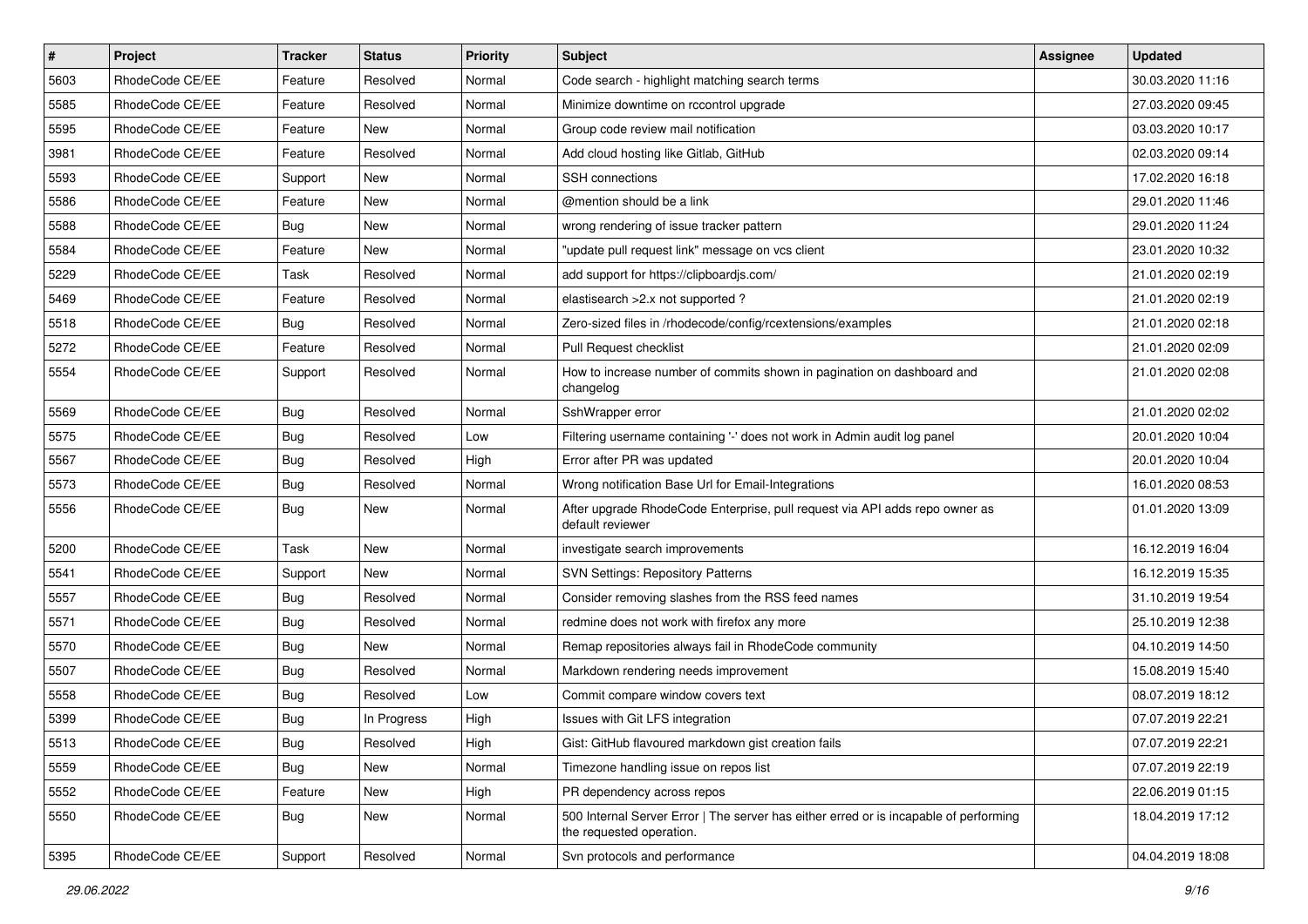| # | Project | Tracker | Status | Priority | Subject | Assignee | Updated |
|---|---|---|---|---|---|---|---|
| 5603 | RhodeCode CE/EE | Feature | Resolved | Normal | Code search - highlight matching search terms | | 30.03.2020 11:16 |
| 5585 | RhodeCode CE/EE | Feature | Resolved | Normal | Minimize downtime on rccontrol upgrade | | 27.03.2020 09:45 |
| 5595 | RhodeCode CE/EE | Feature | New | Normal | Group code review mail notification | | 03.03.2020 10:17 |
| 3981 | RhodeCode CE/EE | Feature | Resolved | Normal | Add cloud hosting like Gitlab, GitHub | | 02.03.2020 09:14 |
| 5593 | RhodeCode CE/EE | Support | New | Normal | SSH connections | | 17.02.2020 16:18 |
| 5586 | RhodeCode CE/EE | Feature | New | Normal | @mention should be a link | | 29.01.2020 11:46 |
| 5588 | RhodeCode CE/EE | Bug | New | Normal | wrong rendering of issue tracker pattern | | 29.01.2020 11:24 |
| 5584 | RhodeCode CE/EE | Feature | New | Normal | "update pull request link" message on vcs client | | 23.01.2020 10:32 |
| 5229 | RhodeCode CE/EE | Task | Resolved | Normal | add support for https://clipboardjs.com/ | | 21.01.2020 02:19 |
| 5469 | RhodeCode CE/EE | Feature | Resolved | Normal | elastisearch >2.x not supported ? | | 21.01.2020 02:19 |
| 5518 | RhodeCode CE/EE | Bug | Resolved | Normal | Zero-sized files in /rhodecode/config/rcextensions/examples | | 21.01.2020 02:18 |
| 5272 | RhodeCode CE/EE | Feature | Resolved | Normal | Pull Request checklist | | 21.01.2020 02:09 |
| 5554 | RhodeCode CE/EE | Support | Resolved | Normal | How to increase number of commits shown in pagination on dashboard and changelog | | 21.01.2020 02:08 |
| 5569 | RhodeCode CE/EE | Bug | Resolved | Normal | SshWrapper error | | 21.01.2020 02:02 |
| 5575 | RhodeCode CE/EE | Bug | Resolved | Low | Filtering username containing '-' does not work in Admin audit log panel | | 20.01.2020 10:04 |
| 5567 | RhodeCode CE/EE | Bug | Resolved | High | Error after PR was updated | | 20.01.2020 10:04 |
| 5573 | RhodeCode CE/EE | Bug | Resolved | Normal | Wrong notification Base Url for Email-Integrations | | 16.01.2020 08:53 |
| 5556 | RhodeCode CE/EE | Bug | New | Normal | After upgrade RhodeCode Enterprise, pull request via API adds repo owner as default reviewer | | 01.01.2020 13:09 |
| 5200 | RhodeCode CE/EE | Task | New | Normal | investigate search improvements | | 16.12.2019 16:04 |
| 5541 | RhodeCode CE/EE | Support | New | Normal | SVN Settings: Repository Patterns | | 16.12.2019 15:35 |
| 5557 | RhodeCode CE/EE | Bug | Resolved | Normal | Consider removing slashes from the RSS feed names | | 31.10.2019 19:54 |
| 5571 | RhodeCode CE/EE | Bug | Resolved | Normal | redmine does not work with firefox any more | | 25.10.2019 12:38 |
| 5570 | RhodeCode CE/EE | Bug | New | Normal | Remap repositories always fail in RhodeCode community | | 04.10.2019 14:50 |
| 5507 | RhodeCode CE/EE | Bug | Resolved | Normal | Markdown rendering needs improvement | | 15.08.2019 15:40 |
| 5558 | RhodeCode CE/EE | Bug | Resolved | Low | Commit compare window covers text | | 08.07.2019 18:12 |
| 5399 | RhodeCode CE/EE | Bug | In Progress | High | Issues with Git LFS integration | | 07.07.2019 22:21 |
| 5513 | RhodeCode CE/EE | Bug | Resolved | High | Gist: GitHub flavoured markdown gist creation fails | | 07.07.2019 22:21 |
| 5559 | RhodeCode CE/EE | Bug | New | Normal | Timezone handling issue on repos list | | 07.07.2019 22:19 |
| 5552 | RhodeCode CE/EE | Feature | New | High | PR dependency across repos | | 22.06.2019 01:15 |
| 5550 | RhodeCode CE/EE | Bug | New | Normal | 500 Internal Server Error \| The server has either erred or is incapable of performing the requested operation. | | 18.04.2019 17:12 |
| 5395 | RhodeCode CE/EE | Support | Resolved | Normal | Svn protocols and performance | | 04.04.2019 18:08 |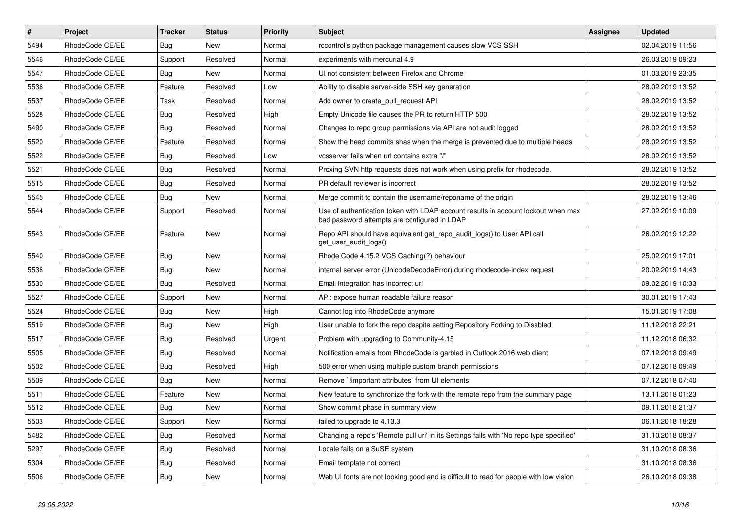| # | Project | Tracker | Status | Priority | Subject | Assignee | Updated |
|---|---|---|---|---|---|---|---|
| 5494 | RhodeCode CE/EE | Bug | New | Normal | rccontrol's python package management causes slow VCS SSH | | 02.04.2019 11:56 |
| 5546 | RhodeCode CE/EE | Support | Resolved | Normal | experiments with mercurial 4.9 | | 26.03.2019 09:23 |
| 5547 | RhodeCode CE/EE | Bug | New | Normal | UI not consistent between Firefox and Chrome | | 01.03.2019 23:35 |
| 5536 | RhodeCode CE/EE | Feature | Resolved | Low | Ability to disable server-side SSH key generation | | 28.02.2019 13:52 |
| 5537 | RhodeCode CE/EE | Task | Resolved | Normal | Add owner to create_pull_request API | | 28.02.2019 13:52 |
| 5528 | RhodeCode CE/EE | Bug | Resolved | High | Empty Unicode file causes the PR to return HTTP 500 | | 28.02.2019 13:52 |
| 5490 | RhodeCode CE/EE | Bug | Resolved | Normal | Changes to repo group permissions via API are not audit logged | | 28.02.2019 13:52 |
| 5520 | RhodeCode CE/EE | Feature | Resolved | Normal | Show the head commits shas when the merge is prevented due to multiple heads | | 28.02.2019 13:52 |
| 5522 | RhodeCode CE/EE | Bug | Resolved | Low | vcsserver fails when url contains extra "/" | | 28.02.2019 13:52 |
| 5521 | RhodeCode CE/EE | Bug | Resolved | Normal | Proxing SVN http requests does not work when using prefix for rhodecode. | | 28.02.2019 13:52 |
| 5515 | RhodeCode CE/EE | Bug | Resolved | Normal | PR default reviewer is incorrect | | 28.02.2019 13:52 |
| 5545 | RhodeCode CE/EE | Bug | New | Normal | Merge commit to contain the username/reponame of the origin | | 28.02.2019 13:46 |
| 5544 | RhodeCode CE/EE | Support | Resolved | Normal | Use of authentication token with LDAP account results in account lockout when max bad password attempts are configured in LDAP | | 27.02.2019 10:09 |
| 5543 | RhodeCode CE/EE | Feature | New | Normal | Repo API should have equivalent get_repo_audit_logs() to User API call get_user_audit_logs() | | 26.02.2019 12:22 |
| 5540 | RhodeCode CE/EE | Bug | New | Normal | Rhode Code 4.15.2 VCS Caching(?) behaviour | | 25.02.2019 17:01 |
| 5538 | RhodeCode CE/EE | Bug | New | Normal | internal server error (UnicodeDecodeError) during rhodecode-index request | | 20.02.2019 14:43 |
| 5530 | RhodeCode CE/EE | Bug | Resolved | Normal | Email integration has incorrect url | | 09.02.2019 10:33 |
| 5527 | RhodeCode CE/EE | Support | New | Normal | API: expose human readable failure reason | | 30.01.2019 17:43 |
| 5524 | RhodeCode CE/EE | Bug | New | High | Cannot log into RhodeCode anymore | | 15.01.2019 17:08 |
| 5519 | RhodeCode CE/EE | Bug | New | High | User unable to fork the repo despite setting Repository Forking to Disabled | | 11.12.2018 22:21 |
| 5517 | RhodeCode CE/EE | Bug | Resolved | Urgent | Problem with upgrading to Community-4.15 | | 11.12.2018 06:32 |
| 5505 | RhodeCode CE/EE | Bug | Resolved | Normal | Notification emails from RhodeCode is garbled in Outlook 2016 web client | | 07.12.2018 09:49 |
| 5502 | RhodeCode CE/EE | Bug | Resolved | High | 500 error when using multiple custom branch permissions | | 07.12.2018 09:49 |
| 5509 | RhodeCode CE/EE | Bug | New | Normal | Remove `!important attributes` from UI elements | | 07.12.2018 07:40 |
| 5511 | RhodeCode CE/EE | Feature | New | Normal | New feature to synchronize the fork with the remote repo from the summary page | | 13.11.2018 01:23 |
| 5512 | RhodeCode CE/EE | Bug | New | Normal | Show commit phase in summary view | | 09.11.2018 21:37 |
| 5503 | RhodeCode CE/EE | Support | New | Normal | failed to upgrade to 4.13.3 | | 06.11.2018 18:28 |
| 5482 | RhodeCode CE/EE | Bug | Resolved | Normal | Changing a repo's 'Remote pull uri' in its Settings fails with 'No repo type specified' | | 31.10.2018 08:37 |
| 5297 | RhodeCode CE/EE | Bug | Resolved | Normal | Locale fails on a SuSE system | | 31.10.2018 08:36 |
| 5304 | RhodeCode CE/EE | Bug | Resolved | Normal | Email template not correct | | 31.10.2018 08:36 |
| 5506 | RhodeCode CE/EE | Bug | New | Normal | Web UI fonts are not looking good and is difficult to read for people with low vision | | 26.10.2018 09:38 |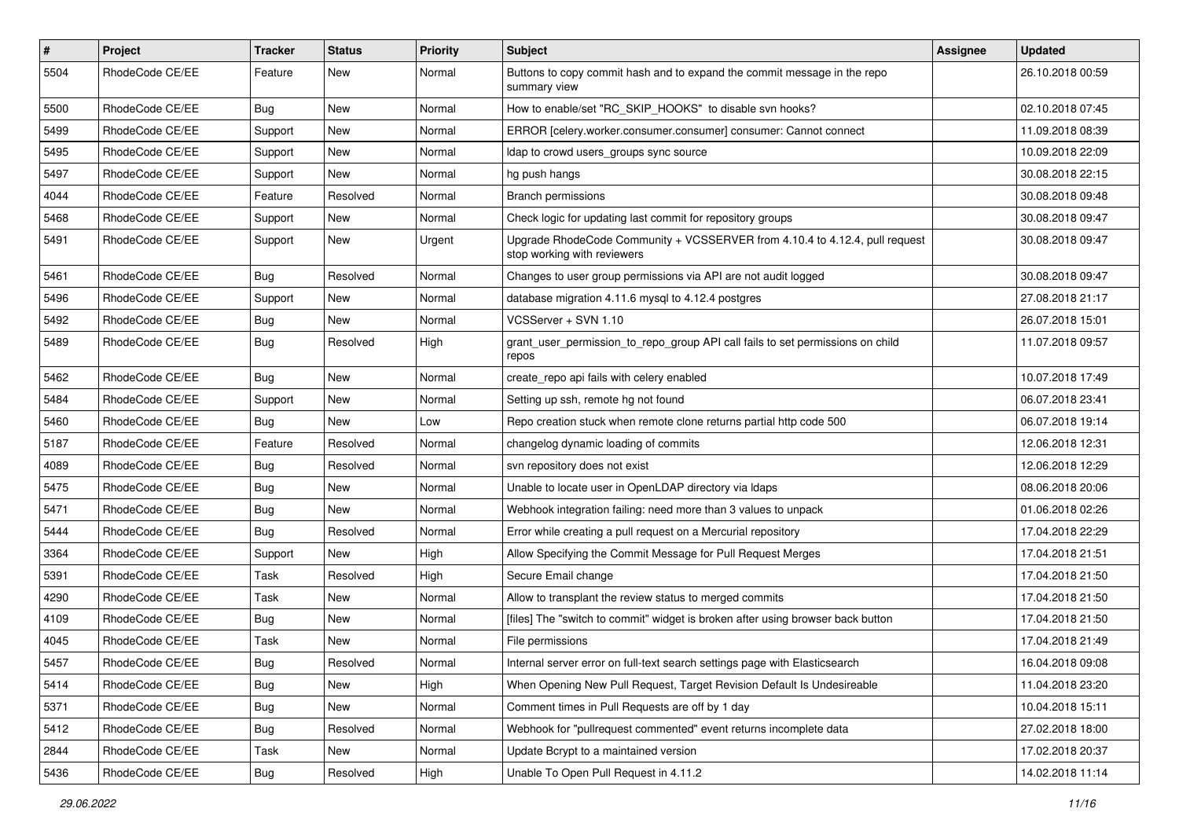| # | Project | Tracker | Status | Priority | Subject | Assignee | Updated |
|---|---|---|---|---|---|---|---|
| 5504 | RhodeCode CE/EE | Feature | New | Normal | Buttons to copy commit hash and to expand the commit message in the repo summary view | | 26.10.2018 00:59 |
| 5500 | RhodeCode CE/EE | Bug | New | Normal | How to enable/set "RC_SKIP_HOOKS" to disable svn hooks? | | 02.10.2018 07:45 |
| 5499 | RhodeCode CE/EE | Support | New | Normal | ERROR [celery.worker.consumer.consumer] consumer: Cannot connect | | 11.09.2018 08:39 |
| 5495 | RhodeCode CE/EE | Support | New | Normal | ldap to crowd users_groups sync source | | 10.09.2018 22:09 |
| 5497 | RhodeCode CE/EE | Support | New | Normal | hg push hangs | | 30.08.2018 22:15 |
| 4044 | RhodeCode CE/EE | Feature | Resolved | Normal | Branch permissions | | 30.08.2018 09:48 |
| 5468 | RhodeCode CE/EE | Support | New | Normal | Check logic for updating last commit for repository groups | | 30.08.2018 09:47 |
| 5491 | RhodeCode CE/EE | Support | New | Urgent | Upgrade RhodeCode Community + VCSSERVER from 4.10.4 to 4.12.4, pull request stop working with reviewers | | 30.08.2018 09:47 |
| 5461 | RhodeCode CE/EE | Bug | Resolved | Normal | Changes to user group permissions via API are not audit logged | | 30.08.2018 09:47 |
| 5496 | RhodeCode CE/EE | Support | New | Normal | database migration 4.11.6 mysql to 4.12.4 postgres | | 27.08.2018 21:17 |
| 5492 | RhodeCode CE/EE | Bug | New | Normal | VCSServer + SVN 1.10 | | 26.07.2018 15:01 |
| 5489 | RhodeCode CE/EE | Bug | Resolved | High | grant_user_permission_to_repo_group API call fails to set permissions on child repos | | 11.07.2018 09:57 |
| 5462 | RhodeCode CE/EE | Bug | New | Normal | create_repo api fails with celery enabled | | 10.07.2018 17:49 |
| 5484 | RhodeCode CE/EE | Support | New | Normal | Setting up ssh, remote hg not found | | 06.07.2018 23:41 |
| 5460 | RhodeCode CE/EE | Bug | New | Low | Repo creation stuck when remote clone returns partial http code 500 | | 06.07.2018 19:14 |
| 5187 | RhodeCode CE/EE | Feature | Resolved | Normal | changelog dynamic loading of commits | | 12.06.2018 12:31 |
| 4089 | RhodeCode CE/EE | Bug | Resolved | Normal | svn repository does not exist | | 12.06.2018 12:29 |
| 5475 | RhodeCode CE/EE | Bug | New | Normal | Unable to locate user in OpenLDAP directory via ldaps | | 08.06.2018 20:06 |
| 5471 | RhodeCode CE/EE | Bug | New | Normal | Webhook integration failing: need more than 3 values to unpack | | 01.06.2018 02:26 |
| 5444 | RhodeCode CE/EE | Bug | Resolved | Normal | Error while creating a pull request on a Mercurial repository | | 17.04.2018 22:29 |
| 3364 | RhodeCode CE/EE | Support | New | High | Allow Specifying the Commit Message for Pull Request Merges | | 17.04.2018 21:51 |
| 5391 | RhodeCode CE/EE | Task | Resolved | High | Secure Email change | | 17.04.2018 21:50 |
| 4290 | RhodeCode CE/EE | Task | New | Normal | Allow to transplant the review status to merged commits | | 17.04.2018 21:50 |
| 4109 | RhodeCode CE/EE | Bug | New | Normal | [files] The "switch to commit" widget is broken after using browser back button | | 17.04.2018 21:50 |
| 4045 | RhodeCode CE/EE | Task | New | Normal | File permissions | | 17.04.2018 21:49 |
| 5457 | RhodeCode CE/EE | Bug | Resolved | Normal | Internal server error on full-text search settings page with Elasticsearch | | 16.04.2018 09:08 |
| 5414 | RhodeCode CE/EE | Bug | New | High | When Opening New Pull Request, Target Revision Default Is Undesireable | | 11.04.2018 23:20 |
| 5371 | RhodeCode CE/EE | Bug | New | Normal | Comment times in Pull Requests are off by 1 day | | 10.04.2018 15:11 |
| 5412 | RhodeCode CE/EE | Bug | Resolved | Normal | Webhook for "pullrequest commented" event returns incomplete data | | 27.02.2018 18:00 |
| 2844 | RhodeCode CE/EE | Task | New | Normal | Update Bcrypt to a maintained version | | 17.02.2018 20:37 |
| 5436 | RhodeCode CE/EE | Bug | Resolved | High | Unable To Open Pull Request in 4.11.2 | | 14.02.2018 11:14 |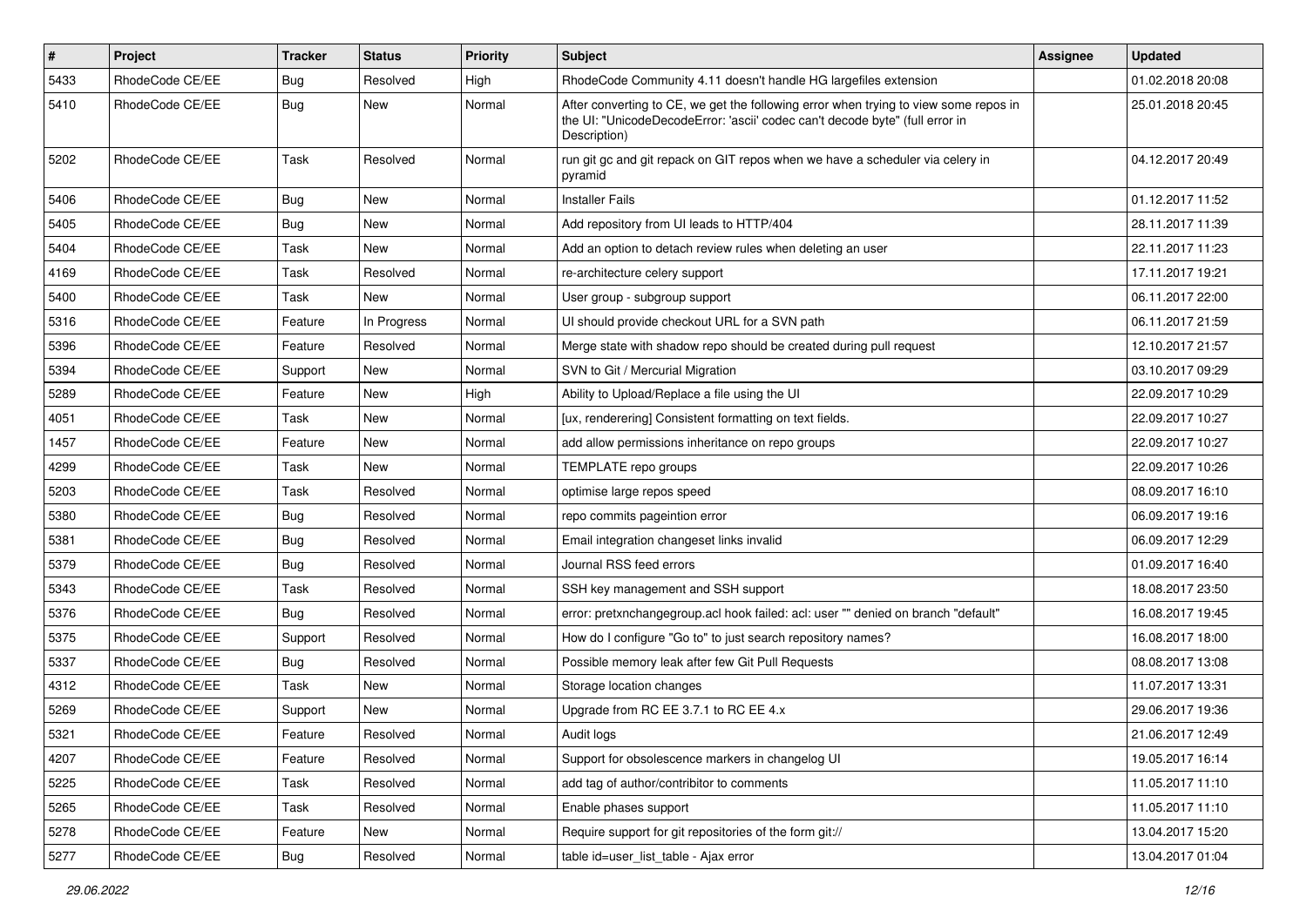| # | Project | Tracker | Status | Priority | Subject | Assignee | Updated |
|---|---|---|---|---|---|---|---|
| 5433 | RhodeCode CE/EE | Bug | Resolved | High | RhodeCode Community 4.11 doesn't handle HG largefiles extension | | 01.02.2018 20:08 |
| 5410 | RhodeCode CE/EE | Bug | New | Normal | After converting to CE, we get the following error when trying to view some repos in the UI: "UnicodeDecodeError: 'ascii' codec can't decode byte" (full error in Description) | | 25.01.2018 20:45 |
| 5202 | RhodeCode CE/EE | Task | Resolved | Normal | run git gc and git repack on GIT repos when we have a scheduler via celery in pyramid | | 04.12.2017 20:49 |
| 5406 | RhodeCode CE/EE | Bug | New | Normal | Installer Fails | | 01.12.2017 11:52 |
| 5405 | RhodeCode CE/EE | Bug | New | Normal | Add repository from UI leads to HTTP/404 | | 28.11.2017 11:39 |
| 5404 | RhodeCode CE/EE | Task | New | Normal | Add an option to detach review rules when deleting an user | | 22.11.2017 11:23 |
| 4169 | RhodeCode CE/EE | Task | Resolved | Normal | re-architecture celery support | | 17.11.2017 19:21 |
| 5400 | RhodeCode CE/EE | Task | New | Normal | User group - subgroup support | | 06.11.2017 22:00 |
| 5316 | RhodeCode CE/EE | Feature | In Progress | Normal | UI should provide checkout URL for a SVN path | | 06.11.2017 21:59 |
| 5396 | RhodeCode CE/EE | Feature | Resolved | Normal | Merge state with shadow repo should be created during pull request | | 12.10.2017 21:57 |
| 5394 | RhodeCode CE/EE | Support | New | Normal | SVN to Git / Mercurial Migration | | 03.10.2017 09:29 |
| 5289 | RhodeCode CE/EE | Feature | New | High | Ability to Upload/Replace a file using the UI | | 22.09.2017 10:29 |
| 4051 | RhodeCode CE/EE | Task | New | Normal | [ux, renderering] Consistent formatting on text fields. | | 22.09.2017 10:27 |
| 1457 | RhodeCode CE/EE | Feature | New | Normal | add allow permissions inheritance on repo groups | | 22.09.2017 10:27 |
| 4299 | RhodeCode CE/EE | Task | New | Normal | TEMPLATE repo groups | | 22.09.2017 10:26 |
| 5203 | RhodeCode CE/EE | Task | Resolved | Normal | optimise large repos speed | | 08.09.2017 16:10 |
| 5380 | RhodeCode CE/EE | Bug | Resolved | Normal | repo commits pageintion error | | 06.09.2017 19:16 |
| 5381 | RhodeCode CE/EE | Bug | Resolved | Normal | Email integration changeset links invalid | | 06.09.2017 12:29 |
| 5379 | RhodeCode CE/EE | Bug | Resolved | Normal | Journal RSS feed errors | | 01.09.2017 16:40 |
| 5343 | RhodeCode CE/EE | Task | Resolved | Normal | SSH key management and SSH support | | 18.08.2017 23:50 |
| 5376 | RhodeCode CE/EE | Bug | Resolved | Normal | error: pretxnchangegroup.acl hook failed: acl: user "" denied on branch "default" | | 16.08.2017 19:45 |
| 5375 | RhodeCode CE/EE | Support | Resolved | Normal | How do I configure "Go to" to just search repository names? | | 16.08.2017 18:00 |
| 5337 | RhodeCode CE/EE | Bug | Resolved | Normal | Possible memory leak after few Git Pull Requests | | 08.08.2017 13:08 |
| 4312 | RhodeCode CE/EE | Task | New | Normal | Storage location changes | | 11.07.2017 13:31 |
| 5269 | RhodeCode CE/EE | Support | New | Normal | Upgrade from RC EE 3.7.1 to RC EE 4.x | | 29.06.2017 19:36 |
| 5321 | RhodeCode CE/EE | Feature | Resolved | Normal | Audit logs | | 21.06.2017 12:49 |
| 4207 | RhodeCode CE/EE | Feature | Resolved | Normal | Support for obsolescence markers in changelog UI | | 19.05.2017 16:14 |
| 5225 | RhodeCode CE/EE | Task | Resolved | Normal | add tag of author/contribitor to comments | | 11.05.2017 11:10 |
| 5265 | RhodeCode CE/EE | Task | Resolved | Normal | Enable phases support | | 11.05.2017 11:10 |
| 5278 | RhodeCode CE/EE | Feature | New | Normal | Require support for git repositories of the form git:// | | 13.04.2017 15:20 |
| 5277 | RhodeCode CE/EE | Bug | Resolved | Normal | table id=user_list_table - Ajax error | | 13.04.2017 01:04 |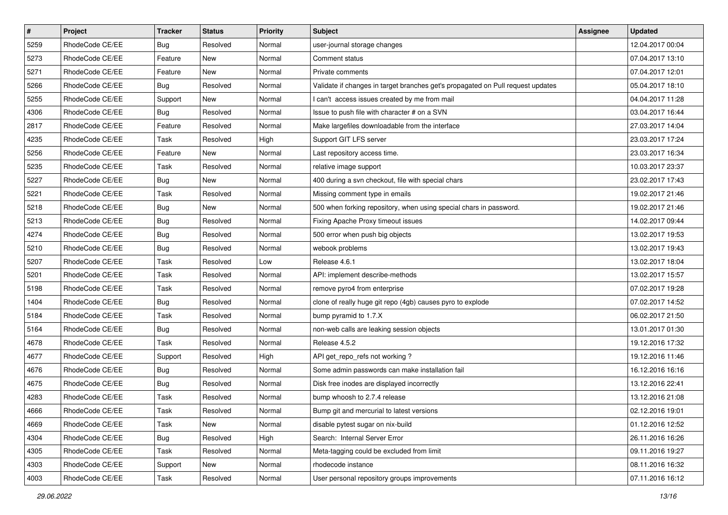| # | Project | Tracker | Status | Priority | Subject | Assignee | Updated |
|---|---|---|---|---|---|---|---|
| 5259 | RhodeCode CE/EE | Bug | Resolved | Normal | user-journal storage changes | | 12.04.2017 00:04 |
| 5273 | RhodeCode CE/EE | Feature | New | Normal | Comment status | | 07.04.2017 13:10 |
| 5271 | RhodeCode CE/EE | Feature | New | Normal | Private comments | | 07.04.2017 12:01 |
| 5266 | RhodeCode CE/EE | Bug | Resolved | Normal | Validate if changes in target branches get's propagated on Pull request updates | | 05.04.2017 18:10 |
| 5255 | RhodeCode CE/EE | Support | New | Normal | I can't  access issues created by me from mail | | 04.04.2017 11:28 |
| 4306 | RhodeCode CE/EE | Bug | Resolved | Normal | Issue to push file with character # on a SVN | | 03.04.2017 16:44 |
| 2817 | RhodeCode CE/EE | Feature | Resolved | Normal | Make largefiles downloadable from the interface | | 27.03.2017 14:04 |
| 4235 | RhodeCode CE/EE | Task | Resolved | High | Support GIT LFS server | | 23.03.2017 17:24 |
| 5256 | RhodeCode CE/EE | Feature | New | Normal | Last repository access time. | | 23.03.2017 16:34 |
| 5235 | RhodeCode CE/EE | Task | Resolved | Normal | relative image support | | 10.03.2017 23:37 |
| 5227 | RhodeCode CE/EE | Bug | New | Normal | 400 during a svn checkout, file with special chars | | 23.02.2017 17:43 |
| 5221 | RhodeCode CE/EE | Task | Resolved | Normal | Missing comment type in emails | | 19.02.2017 21:46 |
| 5218 | RhodeCode CE/EE | Bug | New | Normal | 500 when forking repository, when using special chars in password. | | 19.02.2017 21:46 |
| 5213 | RhodeCode CE/EE | Bug | Resolved | Normal | Fixing Apache Proxy timeout issues | | 14.02.2017 09:44 |
| 4274 | RhodeCode CE/EE | Bug | Resolved | Normal | 500 error when push big objects | | 13.02.2017 19:53 |
| 5210 | RhodeCode CE/EE | Bug | Resolved | Normal | webook problems | | 13.02.2017 19:43 |
| 5207 | RhodeCode CE/EE | Task | Resolved | Low | Release 4.6.1 | | 13.02.2017 18:04 |
| 5201 | RhodeCode CE/EE | Task | Resolved | Normal | API: implement describe-methods | | 13.02.2017 15:57 |
| 5198 | RhodeCode CE/EE | Task | Resolved | Normal | remove pyro4 from enterprise | | 07.02.2017 19:28 |
| 1404 | RhodeCode CE/EE | Bug | Resolved | Normal | clone of really huge git repo (4gb) causes pyro to explode | | 07.02.2017 14:52 |
| 5184 | RhodeCode CE/EE | Task | Resolved | Normal | bump pyramid to 1.7.X | | 06.02.2017 21:50 |
| 5164 | RhodeCode CE/EE | Bug | Resolved | Normal | non-web calls are leaking session objects | | 13.01.2017 01:30 |
| 4678 | RhodeCode CE/EE | Task | Resolved | Normal | Release 4.5.2 | | 19.12.2016 17:32 |
| 4677 | RhodeCode CE/EE | Support | Resolved | High | API get_repo_refs not working ? | | 19.12.2016 11:46 |
| 4676 | RhodeCode CE/EE | Bug | Resolved | Normal | Some admin passwords can make installation fail | | 16.12.2016 16:16 |
| 4675 | RhodeCode CE/EE | Bug | Resolved | Normal | Disk free inodes are displayed incorrectly | | 13.12.2016 22:41 |
| 4283 | RhodeCode CE/EE | Task | Resolved | Normal | bump whoosh to 2.7.4 release | | 13.12.2016 21:08 |
| 4666 | RhodeCode CE/EE | Task | Resolved | Normal | Bump git and mercurial to latest versions | | 02.12.2016 19:01 |
| 4669 | RhodeCode CE/EE | Task | New | Normal | disable pytest sugar on nix-build | | 01.12.2016 12:52 |
| 4304 | RhodeCode CE/EE | Bug | Resolved | High | Search:  Internal Server Error | | 26.11.2016 16:26 |
| 4305 | RhodeCode CE/EE | Task | Resolved | Normal | Meta-tagging could be excluded from limit | | 09.11.2016 19:27 |
| 4303 | RhodeCode CE/EE | Support | New | Normal | rhodecode instance | | 08.11.2016 16:32 |
| 4003 | RhodeCode CE/EE | Task | Resolved | Normal | User personal repository groups improvements | | 07.11.2016 16:12 |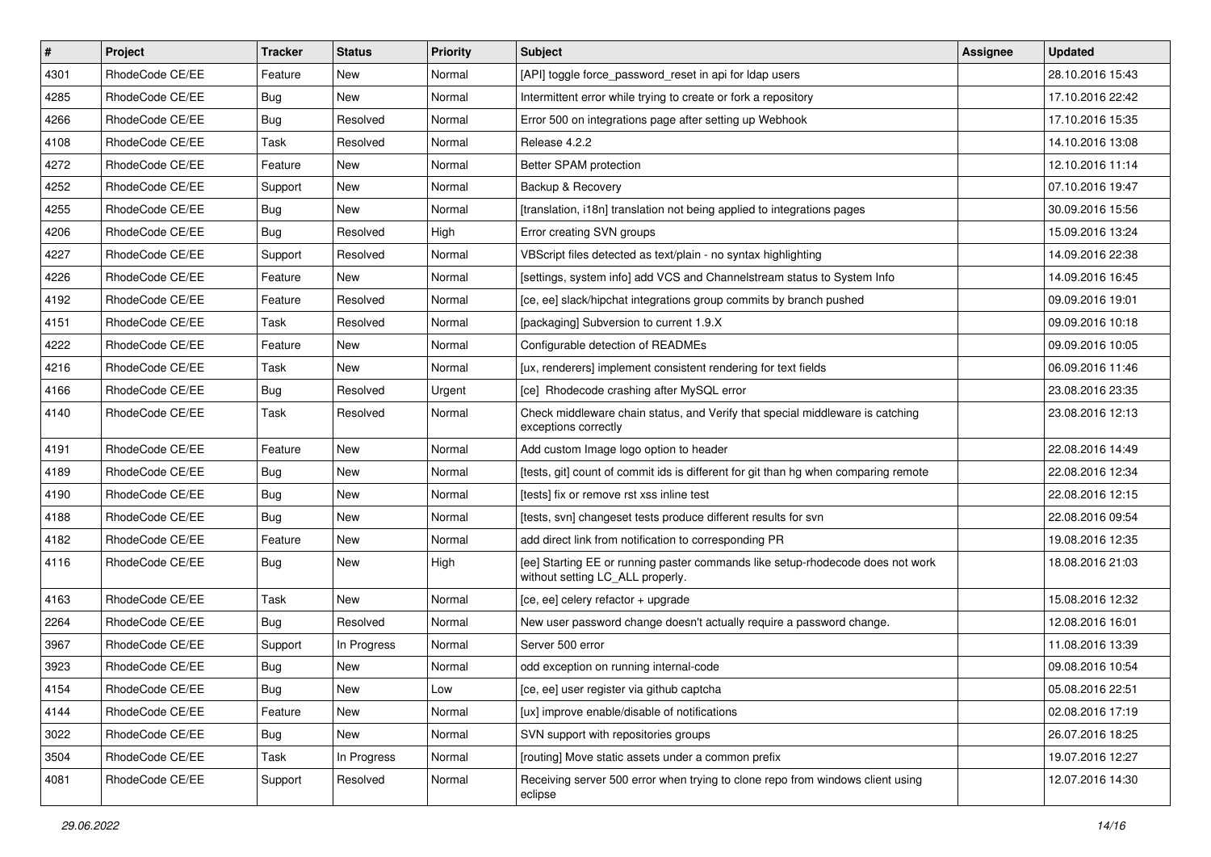| # | Project | Tracker | Status | Priority | Subject | Assignee | Updated |
|---|---|---|---|---|---|---|---|
| 4301 | RhodeCode CE/EE | Feature | New | Normal | [API] toggle force_password_reset in api for ldap users | | 28.10.2016 15:43 |
| 4285 | RhodeCode CE/EE | Bug | New | Normal | Intermittent error while trying to create or fork a repository | | 17.10.2016 22:42 |
| 4266 | RhodeCode CE/EE | Bug | Resolved | Normal | Error 500 on integrations page after setting up Webhook | | 17.10.2016 15:35 |
| 4108 | RhodeCode CE/EE | Task | Resolved | Normal | Release 4.2.2 | | 14.10.2016 13:08 |
| 4272 | RhodeCode CE/EE | Feature | New | Normal | Better SPAM protection | | 12.10.2016 11:14 |
| 4252 | RhodeCode CE/EE | Support | New | Normal | Backup & Recovery | | 07.10.2016 19:47 |
| 4255 | RhodeCode CE/EE | Bug | New | Normal | [translation, i18n] translation not being applied to integrations pages | | 30.09.2016 15:56 |
| 4206 | RhodeCode CE/EE | Bug | Resolved | High | Error creating SVN groups | | 15.09.2016 13:24 |
| 4227 | RhodeCode CE/EE | Support | Resolved | Normal | VBScript files detected as text/plain - no syntax highlighting | | 14.09.2016 22:38 |
| 4226 | RhodeCode CE/EE | Feature | New | Normal | [settings, system info] add VCS and Channelstream status to System Info | | 14.09.2016 16:45 |
| 4192 | RhodeCode CE/EE | Feature | Resolved | Normal | [ce, ee] slack/hipchat integrations group commits by branch pushed | | 09.09.2016 19:01 |
| 4151 | RhodeCode CE/EE | Task | Resolved | Normal | [packaging] Subversion to current 1.9.X | | 09.09.2016 10:18 |
| 4222 | RhodeCode CE/EE | Feature | New | Normal | Configurable detection of READMEs | | 09.09.2016 10:05 |
| 4216 | RhodeCode CE/EE | Task | New | Normal | [ux, renderers] implement consistent rendering for text fields | | 06.09.2016 11:46 |
| 4166 | RhodeCode CE/EE | Bug | Resolved | Urgent | [ce] Rhodecode crashing after MySQL error | | 23.08.2016 23:35 |
| 4140 | RhodeCode CE/EE | Task | Resolved | Normal | Check middleware chain status, and Verify that special middleware is catching exceptions correctly | | 23.08.2016 12:13 |
| 4191 | RhodeCode CE/EE | Feature | New | Normal | Add custom Image logo option to header | | 22.08.2016 14:49 |
| 4189 | RhodeCode CE/EE | Bug | New | Normal | [tests, git] count of commit ids is different for git than hg when comparing remote | | 22.08.2016 12:34 |
| 4190 | RhodeCode CE/EE | Bug | New | Normal | [tests] fix or remove rst xss inline test | | 22.08.2016 12:15 |
| 4188 | RhodeCode CE/EE | Bug | New | Normal | [tests, svn] changeset tests produce different results for svn | | 22.08.2016 09:54 |
| 4182 | RhodeCode CE/EE | Feature | New | Normal | add direct link from notification to corresponding PR | | 19.08.2016 12:35 |
| 4116 | RhodeCode CE/EE | Bug | New | High | [ee] Starting EE or running paster commands like setup-rhodecode does not work without setting LC_ALL properly. | | 18.08.2016 21:03 |
| 4163 | RhodeCode CE/EE | Task | New | Normal | [ce, ee] celery refactor + upgrade | | 15.08.2016 12:32 |
| 2264 | RhodeCode CE/EE | Bug | Resolved | Normal | New user password change doesn't actually require a password change. | | 12.08.2016 16:01 |
| 3967 | RhodeCode CE/EE | Support | In Progress | Normal | Server 500 error | | 11.08.2016 13:39 |
| 3923 | RhodeCode CE/EE | Bug | New | Normal | odd exception on running internal-code | | 09.08.2016 10:54 |
| 4154 | RhodeCode CE/EE | Bug | New | Low | [ce, ee] user register via github captcha | | 05.08.2016 22:51 |
| 4144 | RhodeCode CE/EE | Feature | New | Normal | [ux] improve enable/disable of notifications | | 02.08.2016 17:19 |
| 3022 | RhodeCode CE/EE | Bug | New | Normal | SVN support with repositories groups | | 26.07.2016 18:25 |
| 3504 | RhodeCode CE/EE | Task | In Progress | Normal | [routing] Move static assets under a common prefix | | 19.07.2016 12:27 |
| 4081 | RhodeCode CE/EE | Support | Resolved | Normal | Receiving server 500 error when trying to clone repo from windows client using eclipse | | 12.07.2016 14:30 |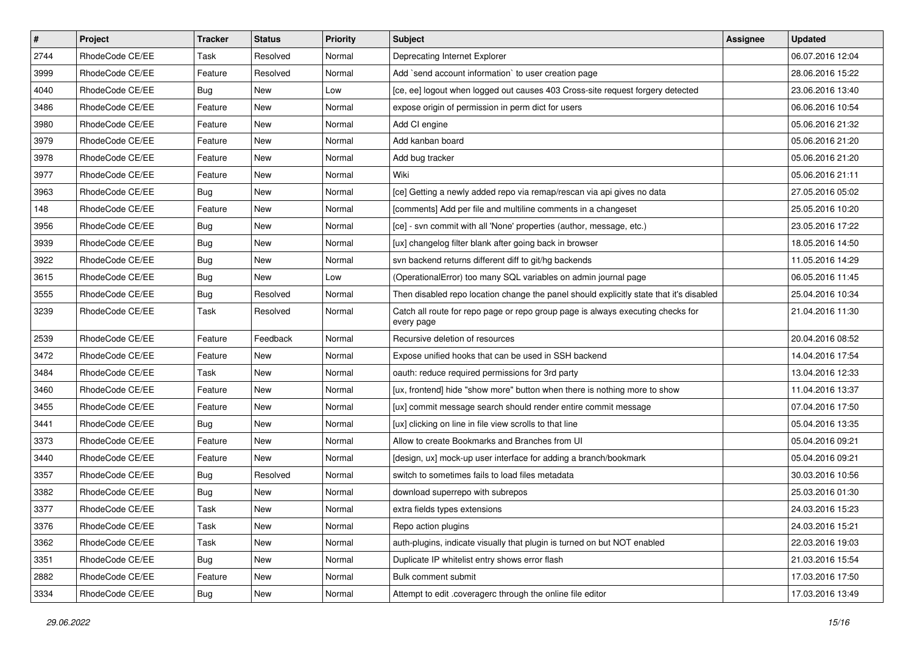| # | Project | Tracker | Status | Priority | Subject | Assignee | Updated |
|---|---|---|---|---|---|---|---|
| 2744 | RhodeCode CE/EE | Task | Resolved | Normal | Deprecating Internet Explorer | | 06.07.2016 12:04 |
| 3999 | RhodeCode CE/EE | Feature | Resolved | Normal | Add `send account information` to user creation page | | 28.06.2016 15:22 |
| 4040 | RhodeCode CE/EE | Bug | New | Low | [ce, ee] logout when logged out causes 403 Cross-site request forgery detected | | 23.06.2016 13:40 |
| 3486 | RhodeCode CE/EE | Feature | New | Normal | expose origin of permission in perm dict for users | | 06.06.2016 10:54 |
| 3980 | RhodeCode CE/EE | Feature | New | Normal | Add CI engine | | 05.06.2016 21:32 |
| 3979 | RhodeCode CE/EE | Feature | New | Normal | Add kanban board | | 05.06.2016 21:20 |
| 3978 | RhodeCode CE/EE | Feature | New | Normal | Add bug tracker | | 05.06.2016 21:20 |
| 3977 | RhodeCode CE/EE | Feature | New | Normal | Wiki | | 05.06.2016 21:11 |
| 3963 | RhodeCode CE/EE | Bug | New | Normal | [ce] Getting a newly added repo via remap/rescan via api gives no data | | 27.05.2016 05:02 |
| 148 | RhodeCode CE/EE | Feature | New | Normal | [comments] Add per file and multiline comments in a changeset | | 25.05.2016 10:20 |
| 3956 | RhodeCode CE/EE | Bug | New | Normal | [ce] - svn commit with all 'None' properties (author, message, etc.) | | 23.05.2016 17:22 |
| 3939 | RhodeCode CE/EE | Bug | New | Normal | [ux] changelog filter blank after going back in browser | | 18.05.2016 14:50 |
| 3922 | RhodeCode CE/EE | Bug | New | Normal | svn backend returns different diff to git/hg backends | | 11.05.2016 14:29 |
| 3615 | RhodeCode CE/EE | Bug | New | Low | (OperationalError) too many SQL variables on admin journal page | | 06.05.2016 11:45 |
| 3555 | RhodeCode CE/EE | Bug | Resolved | Normal | Then disabled repo location change the panel should explicitly state that it's disabled | | 25.04.2016 10:34 |
| 3239 | RhodeCode CE/EE | Task | Resolved | Normal | Catch all route for repo page or repo group page is always executing checks for every page | | 21.04.2016 11:30 |
| 2539 | RhodeCode CE/EE | Feature | Feedback | Normal | Recursive deletion of resources | | 20.04.2016 08:52 |
| 3472 | RhodeCode CE/EE | Feature | New | Normal | Expose unified hooks that can be used in SSH backend | | 14.04.2016 17:54 |
| 3484 | RhodeCode CE/EE | Task | New | Normal | oauth: reduce required permissions for 3rd party | | 13.04.2016 12:33 |
| 3460 | RhodeCode CE/EE | Feature | New | Normal | [ux, frontend] hide "show more" button when there is nothing more to show | | 11.04.2016 13:37 |
| 3455 | RhodeCode CE/EE | Feature | New | Normal | [ux] commit message search should render entire commit message | | 07.04.2016 17:50 |
| 3441 | RhodeCode CE/EE | Bug | New | Normal | [ux] clicking on line in file view scrolls to that line | | 05.04.2016 13:35 |
| 3373 | RhodeCode CE/EE | Feature | New | Normal | Allow to create Bookmarks and Branches from UI | | 05.04.2016 09:21 |
| 3440 | RhodeCode CE/EE | Feature | New | Normal | [design, ux] mock-up user interface for adding a branch/bookmark | | 05.04.2016 09:21 |
| 3357 | RhodeCode CE/EE | Bug | Resolved | Normal | switch to sometimes fails to load files metadata | | 30.03.2016 10:56 |
| 3382 | RhodeCode CE/EE | Bug | New | Normal | download superrepo with subrepos | | 25.03.2016 01:30 |
| 3377 | RhodeCode CE/EE | Task | New | Normal | extra fields types extensions | | 24.03.2016 15:23 |
| 3376 | RhodeCode CE/EE | Task | New | Normal | Repo action plugins | | 24.03.2016 15:21 |
| 3362 | RhodeCode CE/EE | Task | New | Normal | auth-plugins, indicate visually that plugin is turned on but NOT enabled | | 22.03.2016 19:03 |
| 3351 | RhodeCode CE/EE | Bug | New | Normal | Duplicate IP whitelist entry shows error flash | | 21.03.2016 15:54 |
| 2882 | RhodeCode CE/EE | Feature | New | Normal | Bulk comment submit | | 17.03.2016 17:50 |
| 3334 | RhodeCode CE/EE | Bug | New | Normal | Attempt to edit .coveragerc through the online file editor | | 17.03.2016 13:49 |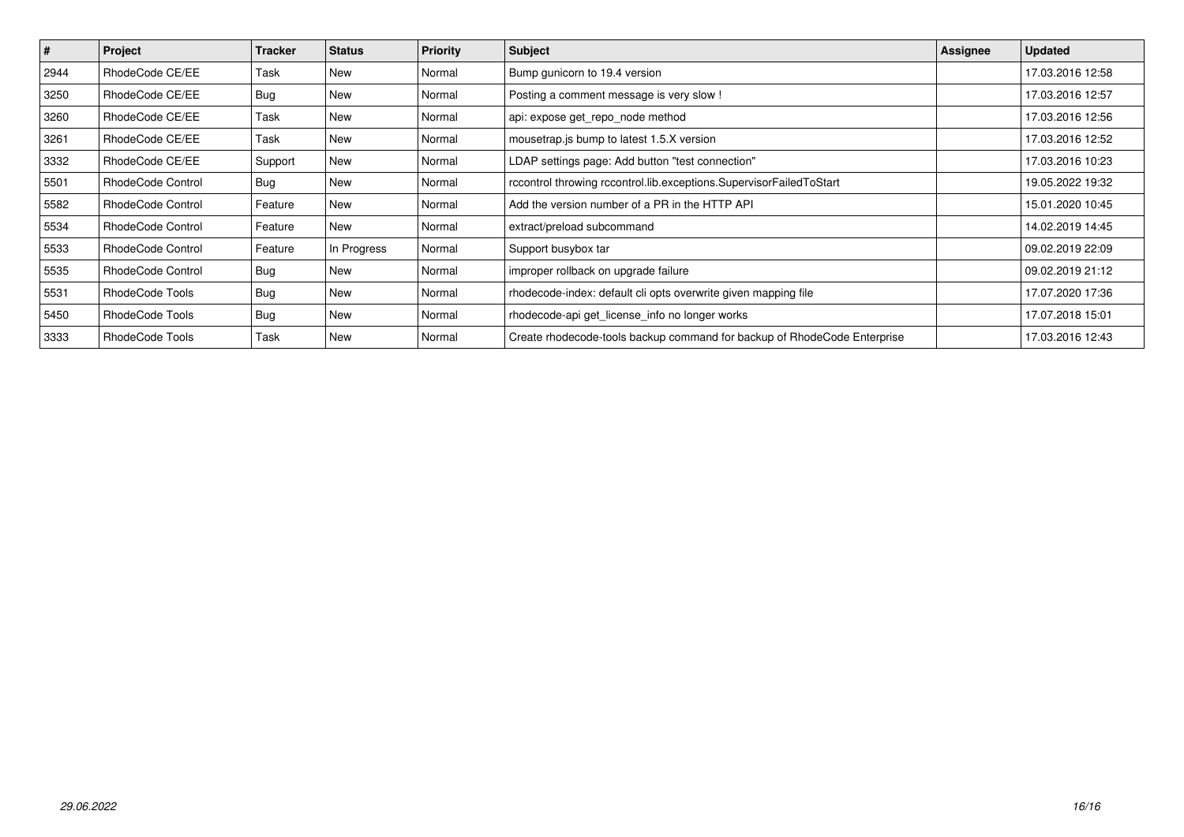| # | Project | Tracker | Status | Priority | Subject | Assignee | Updated |
|---|---|---|---|---|---|---|---|
| 2944 | RhodeCode CE/EE | Task | New | Normal | Bump gunicorn to 19.4 version | | 17.03.2016 12:58 |
| 3250 | RhodeCode CE/EE | Bug | New | Normal | Posting a comment message is very slow ! | | 17.03.2016 12:57 |
| 3260 | RhodeCode CE/EE | Task | New | Normal | api: expose get_repo_node method | | 17.03.2016 12:56 |
| 3261 | RhodeCode CE/EE | Task | New | Normal | mousetrap.js bump to latest 1.5.X version | | 17.03.2016 12:52 |
| 3332 | RhodeCode CE/EE | Support | New | Normal | LDAP settings page: Add button "test connection" | | 17.03.2016 10:23 |
| 5501 | RhodeCode Control | Bug | New | Normal | rccontrol throwing rccontrol.lib.exceptions.SupervisorFailedToStart | | 19.05.2022 19:32 |
| 5582 | RhodeCode Control | Feature | New | Normal | Add the version number of a PR in the HTTP API | | 15.01.2020 10:45 |
| 5534 | RhodeCode Control | Feature | New | Normal | extract/preload subcommand | | 14.02.2019 14:45 |
| 5533 | RhodeCode Control | Feature | In Progress | Normal | Support busybox tar | | 09.02.2019 22:09 |
| 5535 | RhodeCode Control | Bug | New | Normal | improper rollback on upgrade failure | | 09.02.2019 21:12 |
| 5531 | RhodeCode Tools | Bug | New | Normal | rhodecode-index: default cli opts overwrite given mapping file | | 17.07.2020 17:36 |
| 5450 | RhodeCode Tools | Bug | New | Normal | rhodecode-api get_license_info no longer works | | 17.07.2018 15:01 |
| 3333 | RhodeCode Tools | Task | New | Normal | Create rhodecode-tools backup command for backup of RhodeCode Enterprise | | 17.03.2016 12:43 |

*29.06.2022*